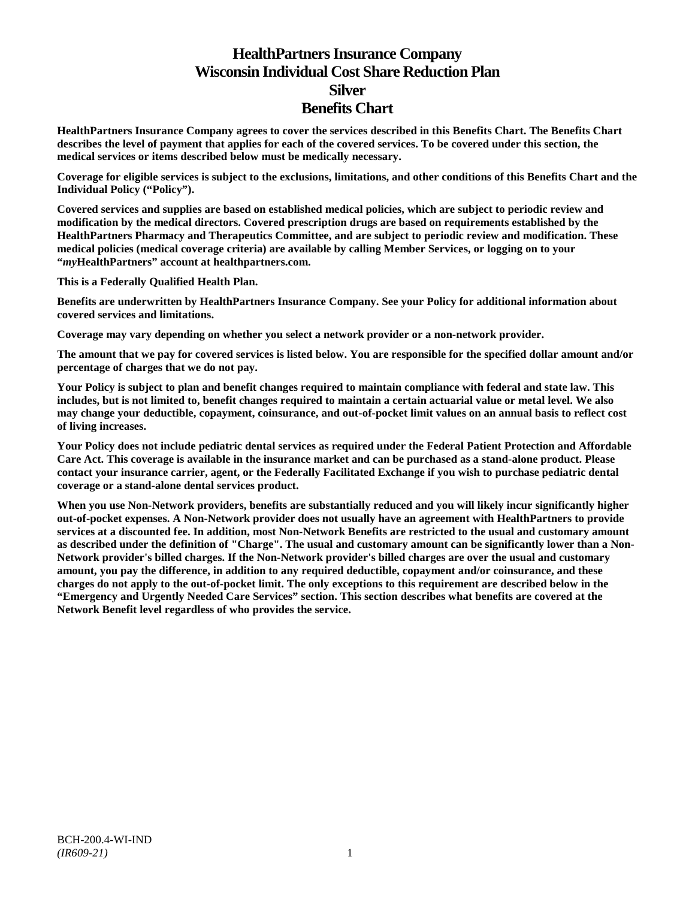# HealthPartners Insurance Company
# Wisconsin Individual Cost Share Reduction Plan
# Silver
# Benefits Chart

**HealthPartners Insurance Company agrees to cover the services described in this Benefits Chart. The Benefits Chart describes the level of payment that applies for each of the covered services. To be covered under this section, the medical services or items described below must be medically necessary.**

**Coverage for eligible services is subject to the exclusions, limitations, and other conditions of this Benefits Chart and the Individual Policy ("Policy").**

**Covered services and supplies are based on established medical policies, which are subject to periodic review and modification by the medical directors. Covered prescription drugs are based on requirements established by the HealthPartners Pharmacy and Therapeutics Committee, and are subject to periodic review and modification. These medical policies (medical coverage criteria) are available by calling Member Services, or logging on to your "*my*HealthPartners" account at healthpartners.com.**

**This is a Federally Qualified Health Plan.**

**Benefits are underwritten by HealthPartners Insurance Company. See your Policy for additional information about covered services and limitations.**

**Coverage may vary depending on whether you select a network provider or a non-network provider.**

**The amount that we pay for covered services is listed below. You are responsible for the specified dollar amount and/or percentage of charges that we do not pay.**

**Your Policy is subject to plan and benefit changes required to maintain compliance with federal and state law. This includes, but is not limited to, benefit changes required to maintain a certain actuarial value or metal level. We also may change your deductible, copayment, coinsurance, and out-of-pocket limit values on an annual basis to reflect cost of living increases.**

**Your Policy does not include pediatric dental services as required under the Federal Patient Protection and Affordable Care Act. This coverage is available in the insurance market and can be purchased as a stand-alone product. Please contact your insurance carrier, agent, or the Federally Facilitated Exchange if you wish to purchase pediatric dental coverage or a stand-alone dental services product.**

**When you use Non-Network providers, benefits are substantially reduced and you will likely incur significantly higher out-of-pocket expenses. A Non-Network provider does not usually have an agreement with HealthPartners to provide services at a discounted fee. In addition, most Non-Network Benefits are restricted to the usual and customary amount as described under the definition of "Charge". The usual and customary amount can be significantly lower than a Non-Network provider's billed charges. If the Non-Network provider's billed charges are over the usual and customary amount, you pay the difference, in addition to any required deductible, copayment and/or coinsurance, and these charges do not apply to the out-of-pocket limit. The only exceptions to this requirement are described below in the "Emergency and Urgently Needed Care Services" section. This section describes what benefits are covered at the Network Benefit level regardless of who provides the service.**

BCH-200.4-WI-IND
*(IR609-21)*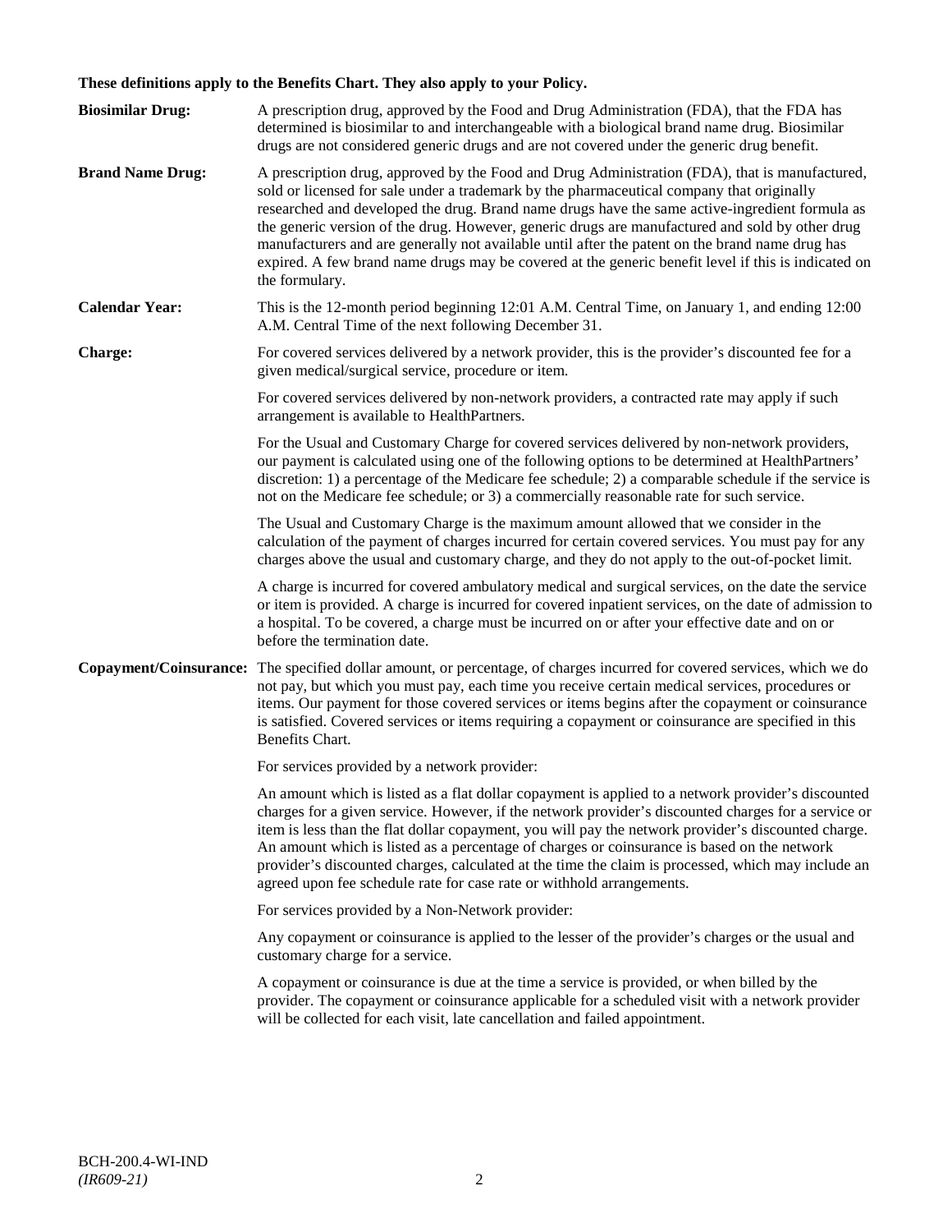**These definitions apply to the Benefits Chart. They also apply to your Policy.**

**Biosimilar Drug:** A prescription drug, approved by the Food and Drug Administration (FDA), that the FDA has determined is biosimilar to and interchangeable with a biological brand name drug. Biosimilar drugs are not considered generic drugs and are not covered under the generic drug benefit.

**Brand Name Drug:** A prescription drug, approved by the Food and Drug Administration (FDA), that is manufactured, sold or licensed for sale under a trademark by the pharmaceutical company that originally researched and developed the drug. Brand name drugs have the same active-ingredient formula as the generic version of the drug. However, generic drugs are manufactured and sold by other drug manufacturers and are generally not available until after the patent on the brand name drug has expired. A few brand name drugs may be covered at the generic benefit level if this is indicated on the formulary.

**Calendar Year:** This is the 12-month period beginning 12:01 A.M. Central Time, on January 1, and ending 12:00 A.M. Central Time of the next following December 31.

**Charge:** For covered services delivered by a network provider, this is the provider's discounted fee for a given medical/surgical service, procedure or item.

For covered services delivered by non-network providers, a contracted rate may apply if such arrangement is available to HealthPartners.

For the Usual and Customary Charge for covered services delivered by non-network providers, our payment is calculated using one of the following options to be determined at HealthPartners' discretion: 1) a percentage of the Medicare fee schedule; 2) a comparable schedule if the service is not on the Medicare fee schedule; or 3) a commercially reasonable rate for such service.

The Usual and Customary Charge is the maximum amount allowed that we consider in the calculation of the payment of charges incurred for certain covered services. You must pay for any charges above the usual and customary charge, and they do not apply to the out-of-pocket limit.

A charge is incurred for covered ambulatory medical and surgical services, on the date the service or item is provided. A charge is incurred for covered inpatient services, on the date of admission to a hospital. To be covered, a charge must be incurred on or after your effective date and on or before the termination date.

**Copayment/Coinsurance:** The specified dollar amount, or percentage, of charges incurred for covered services, which we do not pay, but which you must pay, each time you receive certain medical services, procedures or items. Our payment for those covered services or items begins after the copayment or coinsurance is satisfied. Covered services or items requiring a copayment or coinsurance are specified in this Benefits Chart.

For services provided by a network provider:

An amount which is listed as a flat dollar copayment is applied to a network provider's discounted charges for a given service. However, if the network provider's discounted charges for a service or item is less than the flat dollar copayment, you will pay the network provider's discounted charge. An amount which is listed as a percentage of charges or coinsurance is based on the network provider's discounted charges, calculated at the time the claim is processed, which may include an agreed upon fee schedule rate for case rate or withhold arrangements.

For services provided by a Non-Network provider:

Any copayment or coinsurance is applied to the lesser of the provider's charges or the usual and customary charge for a service.

A copayment or coinsurance is due at the time a service is provided, or when billed by the provider. The copayment or coinsurance applicable for a scheduled visit with a network provider will be collected for each visit, late cancellation and failed appointment.

BCH-200.4-WI-IND
*(IR609-21)*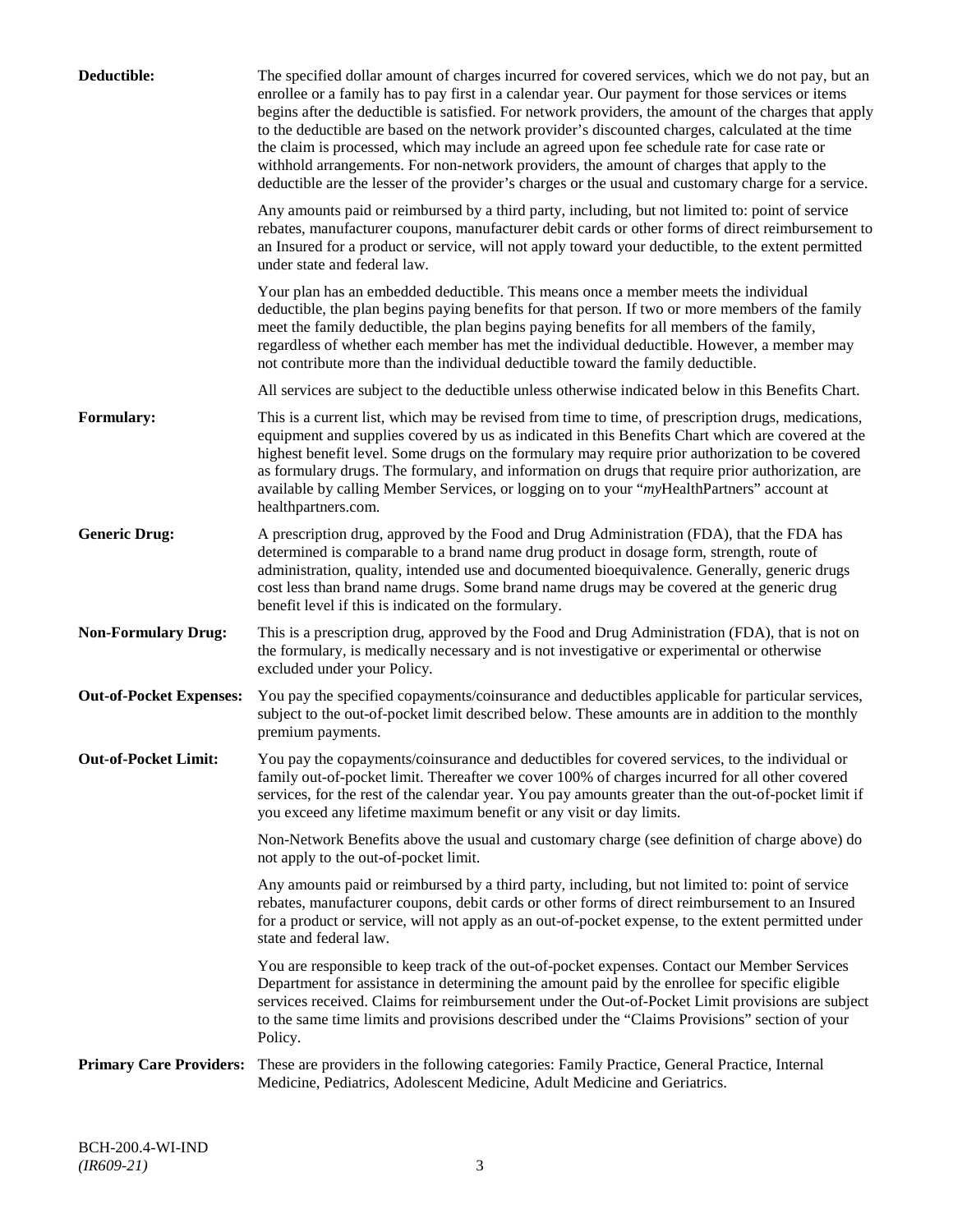**Deductible:** The specified dollar amount of charges incurred for covered services, which we do not pay, but an enrollee or a family has to pay first in a calendar year. Our payment for those services or items begins after the deductible is satisfied. For network providers, the amount of the charges that apply to the deductible are based on the network provider's discounted charges, calculated at the time the claim is processed, which may include an agreed upon fee schedule rate for case rate or withhold arrangements. For non-network providers, the amount of charges that apply to the deductible are the lesser of the provider's charges or the usual and customary charge for a service.

Any amounts paid or reimbursed by a third party, including, but not limited to: point of service rebates, manufacturer coupons, manufacturer debit cards or other forms of direct reimbursement to an Insured for a product or service, will not apply toward your deductible, to the extent permitted under state and federal law.

Your plan has an embedded deductible. This means once a member meets the individual deductible, the plan begins paying benefits for that person. If two or more members of the family meet the family deductible, the plan begins paying benefits for all members of the family, regardless of whether each member has met the individual deductible. However, a member may not contribute more than the individual deductible toward the family deductible.

All services are subject to the deductible unless otherwise indicated below in this Benefits Chart.

**Formulary:** This is a current list, which may be revised from time to time, of prescription drugs, medications, equipment and supplies covered by us as indicated in this Benefits Chart which are covered at the highest benefit level. Some drugs on the formulary may require prior authorization to be covered as formulary drugs. The formulary, and information on drugs that require prior authorization, are available by calling Member Services, or logging on to your "*my*HealthPartners" account at healthpartners.com.

**Generic Drug:** A prescription drug, approved by the Food and Drug Administration (FDA), that the FDA has determined is comparable to a brand name drug product in dosage form, strength, route of administration, quality, intended use and documented bioequivalence. Generally, generic drugs cost less than brand name drugs. Some brand name drugs may be covered at the generic drug benefit level if this is indicated on the formulary.

**Non-Formulary Drug:** This is a prescription drug, approved by the Food and Drug Administration (FDA), that is not on the formulary, is medically necessary and is not investigative or experimental or otherwise excluded under your Policy.

**Out-of-Pocket Expenses:** You pay the specified copayments/coinsurance and deductibles applicable for particular services, subject to the out-of-pocket limit described below. These amounts are in addition to the monthly premium payments.

**Out-of-Pocket Limit:** You pay the copayments/coinsurance and deductibles for covered services, to the individual or family out-of-pocket limit. Thereafter we cover 100% of charges incurred for all other covered services, for the rest of the calendar year. You pay amounts greater than the out-of-pocket limit if you exceed any lifetime maximum benefit or any visit or day limits.

Non-Network Benefits above the usual and customary charge (see definition of charge above) do not apply to the out-of-pocket limit.

Any amounts paid or reimbursed by a third party, including, but not limited to: point of service rebates, manufacturer coupons, debit cards or other forms of direct reimbursement to an Insured for a product or service, will not apply as an out-of-pocket expense, to the extent permitted under state and federal law.

You are responsible to keep track of the out-of-pocket expenses. Contact our Member Services Department for assistance in determining the amount paid by the enrollee for specific eligible services received. Claims for reimbursement under the Out-of-Pocket Limit provisions are subject to the same time limits and provisions described under the "Claims Provisions" section of your Policy.

**Primary Care Providers:** These are providers in the following categories: Family Practice, General Practice, Internal Medicine, Pediatrics, Adolescent Medicine, Adult Medicine and Geriatrics.

BCH-200.4-WI-IND
*(IR609-21)*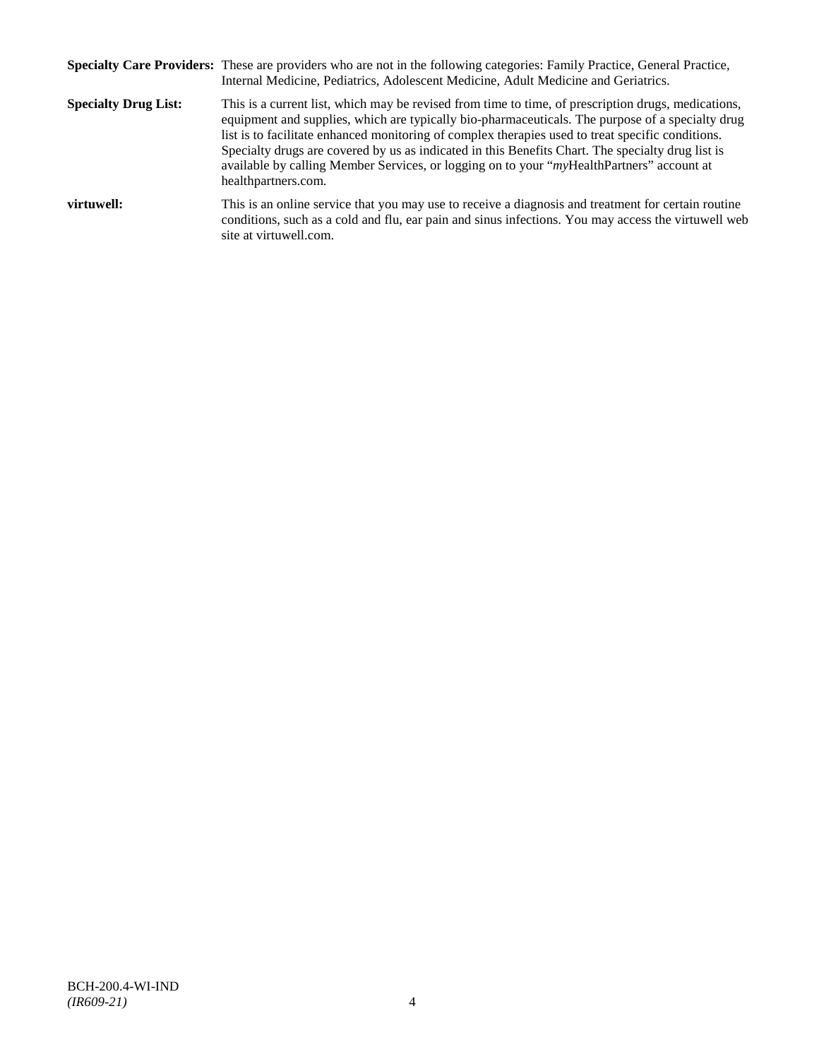**Specialty Care Providers:** These are providers who are not in the following categories: Family Practice, General Practice, Internal Medicine, Pediatrics, Adolescent Medicine, Adult Medicine and Geriatrics.

**Specialty Drug List:** This is a current list, which may be revised from time to time, of prescription drugs, medications, equipment and supplies, which are typically bio-pharmaceuticals. The purpose of a specialty drug list is to facilitate enhanced monitoring of complex therapies used to treat specific conditions. Specialty drugs are covered by us as indicated in this Benefits Chart. The specialty drug list is available by calling Member Services, or logging on to your "*my*HealthPartners" account at healthpartners.com.

**virtuwell:** This is an online service that you may use to receive a diagnosis and treatment for certain routine conditions, such as a cold and flu, ear pain and sinus infections. You may access the virtuwell web site at virtuwell.com.

BCH-200.4-WI-IND
*(IR609-21)*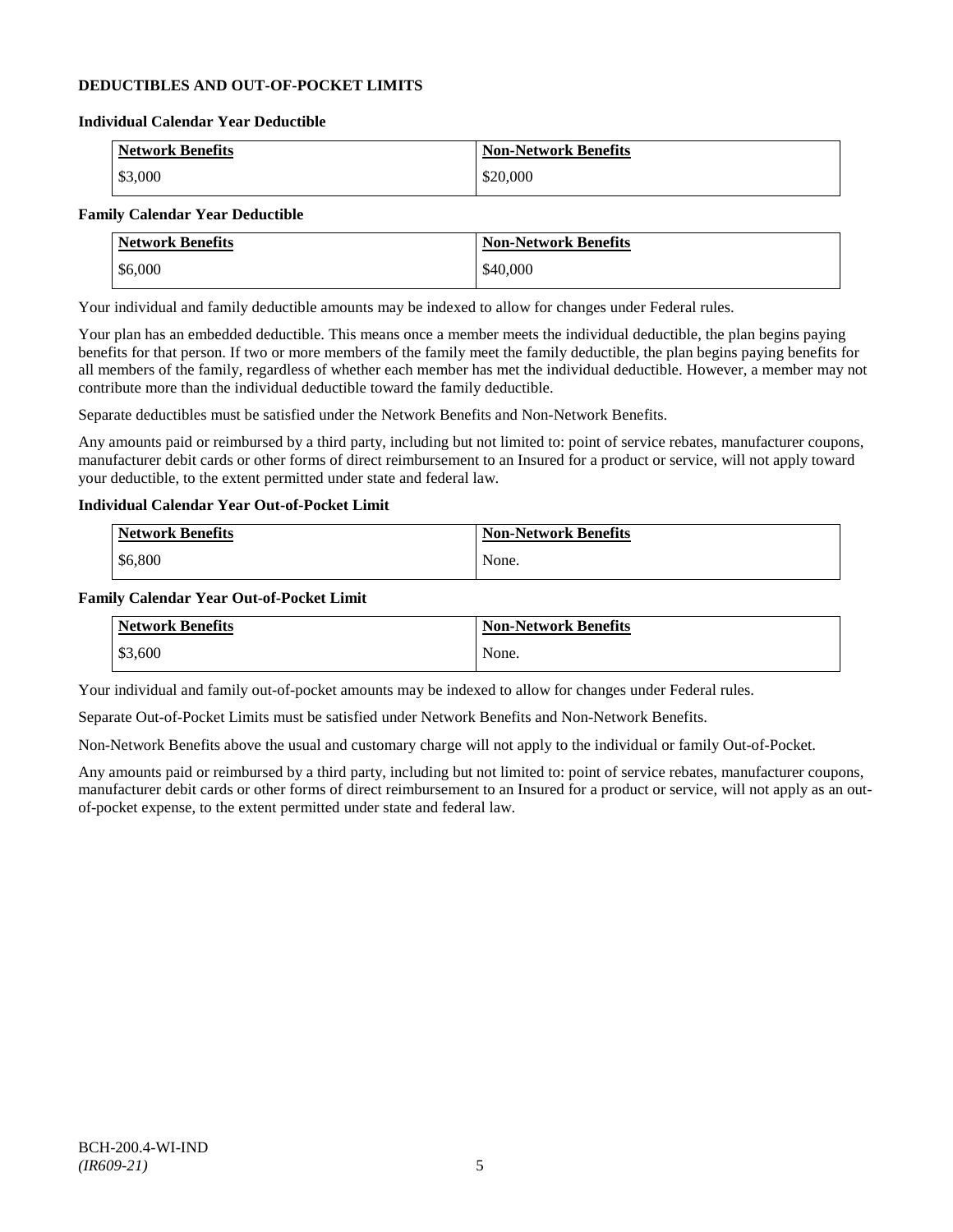**DEDUCTIBLES AND OUT-OF-POCKET LIMITS**

**Individual Calendar Year Deductible**

| Network Benefits | Non-Network Benefits |
| --- | --- |
| $3,000 | $20,000 |

**Family Calendar Year Deductible**

| Network Benefits | Non-Network Benefits |
| --- | --- |
| $6,000 | $40,000 |

Your individual and family deductible amounts may be indexed to allow for changes under Federal rules.

Your plan has an embedded deductible. This means once a member meets the individual deductible, the plan begins paying benefits for that person. If two or more members of the family meet the family deductible, the plan begins paying benefits for all members of the family, regardless of whether each member has met the individual deductible. However, a member may not contribute more than the individual deductible toward the family deductible.

Separate deductibles must be satisfied under the Network Benefits and Non-Network Benefits.

Any amounts paid or reimbursed by a third party, including but not limited to: point of service rebates, manufacturer coupons, manufacturer debit cards or other forms of direct reimbursement to an Insured for a product or service, will not apply toward your deductible, to the extent permitted under state and federal law.

**Individual Calendar Year Out-of-Pocket Limit**

| Network Benefits | Non-Network Benefits |
| --- | --- |
| $6,800 | None. |

**Family Calendar Year Out-of-Pocket Limit**

| Network Benefits | Non-Network Benefits |
| --- | --- |
| $3,600 | None. |

Your individual and family out-of-pocket amounts may be indexed to allow for changes under Federal rules.

Separate Out-of-Pocket Limits must be satisfied under Network Benefits and Non-Network Benefits.

Non-Network Benefits above the usual and customary charge will not apply to the individual or family Out-of-Pocket.

Any amounts paid or reimbursed by a third party, including but not limited to: point of service rebates, manufacturer coupons, manufacturer debit cards or other forms of direct reimbursement to an Insured for a product or service, will not apply as an out-of-pocket expense, to the extent permitted under state and federal law.

BCH-200.4-WI-IND
*(IR609-21)*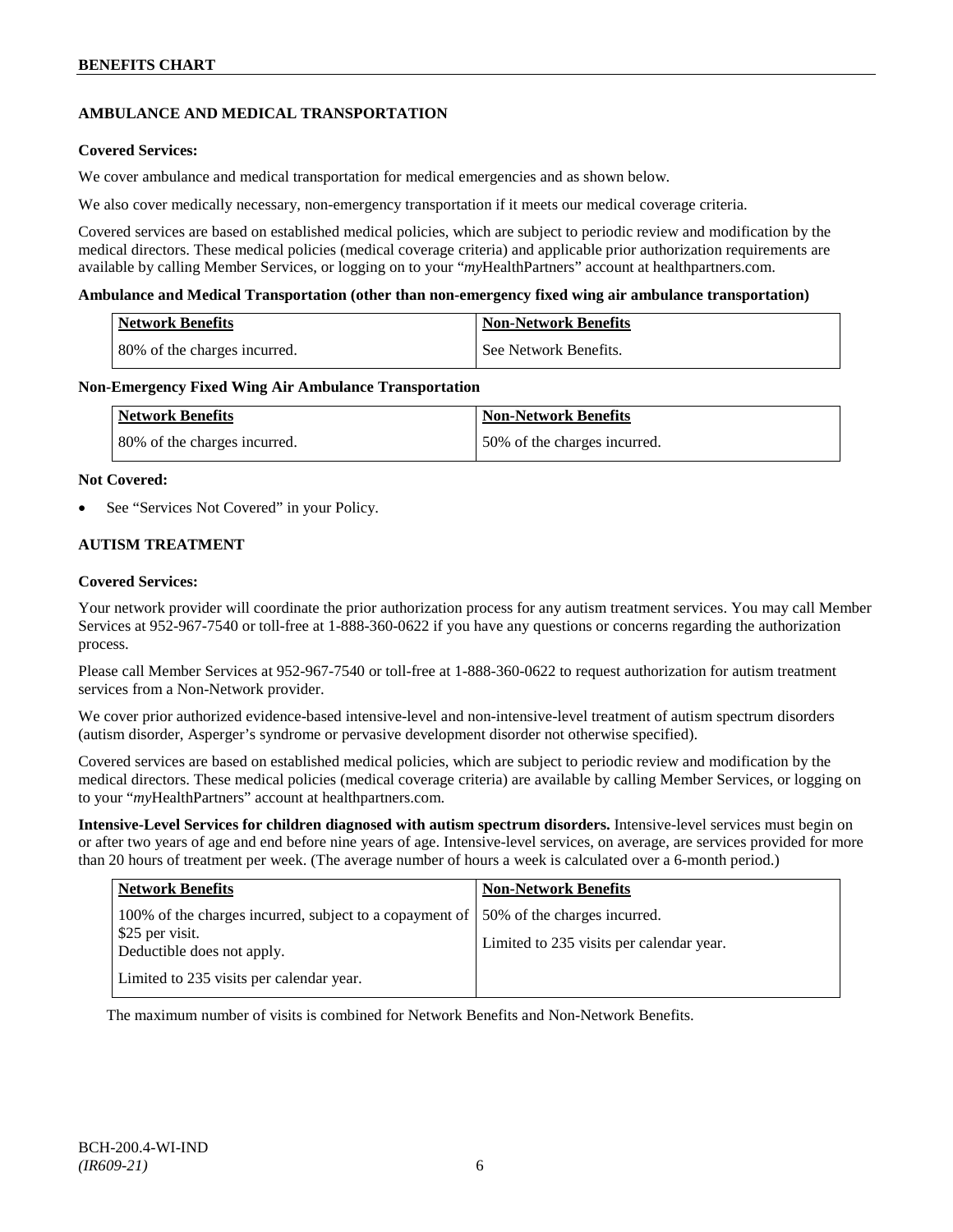## AMBULANCE AND MEDICAL TRANSPORTATION

**Covered Services:**

We cover ambulance and medical transportation for medical emergencies and as shown below.

We also cover medically necessary, non-emergency transportation if it meets our medical coverage criteria.

Covered services are based on established medical policies, which are subject to periodic review and modification by the medical directors. These medical policies (medical coverage criteria) and applicable prior authorization requirements are available by calling Member Services, or logging on to your "*my*HealthPartners" account at healthpartners.com.

**Ambulance and Medical Transportation (other than non-emergency fixed wing air ambulance transportation)**

| Network Benefits | Non-Network Benefits |
|---|---|
| 80% of the charges incurred. | See Network Benefits. |

**Non-Emergency Fixed Wing Air Ambulance Transportation**

| Network Benefits | Non-Network Benefits |
|---|---|
| 80% of the charges incurred. | 50% of the charges incurred. |

**Not Covered:**

- See "Services Not Covered" in your Policy.

## AUTISM TREATMENT

**Covered Services:**

Your network provider will coordinate the prior authorization process for any autism treatment services. You may call Member Services at 952-967-7540 or toll-free at 1-888-360-0622 if you have any questions or concerns regarding the authorization process.

Please call Member Services at 952-967-7540 or toll-free at 1-888-360-0622 to request authorization for autism treatment services from a Non-Network provider.

We cover prior authorized evidence-based intensive-level and non-intensive-level treatment of autism spectrum disorders (autism disorder, Asperger's syndrome or pervasive development disorder not otherwise specified).

Covered services are based on established medical policies, which are subject to periodic review and modification by the medical directors. These medical policies (medical coverage criteria) are available by calling Member Services, or logging on to your "*my*HealthPartners" account at healthpartners.com.

**Intensive-Level Services for children diagnosed with autism spectrum disorders.** Intensive-level services must begin on or after two years of age and end before nine years of age. Intensive-level services, on average, are services provided for more than 20 hours of treatment per week. (The average number of hours a week is calculated over a 6-month period.)

| Network Benefits | Non-Network Benefits |
|---|---|
| 100% of the charges incurred, subject to a copayment of $25 per visit.<br>Deductible does not apply.<br><br>Limited to 235 visits per calendar year. | 50% of the charges incurred.<br>Limited to 235 visits per calendar year. |

The maximum number of visits is combined for Network Benefits and Non-Network Benefits.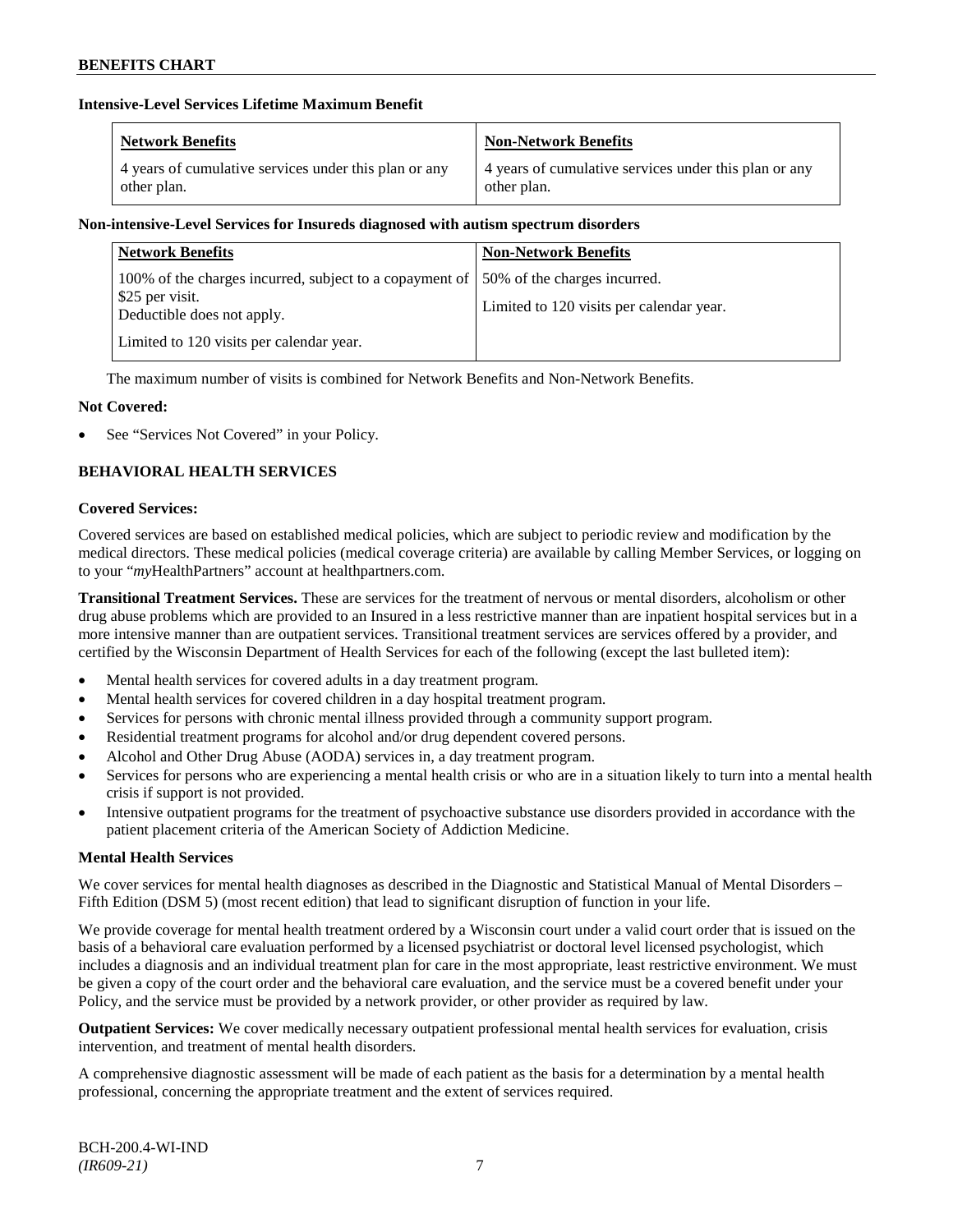**Intensive-Level Services Lifetime Maximum Benefit**

| Network Benefits | Non-Network Benefits |
| --- | --- |
| 4 years of cumulative services under this plan or any other plan. | 4 years of cumulative services under this plan or any other plan. |

**Non-intensive-Level Services for Insureds diagnosed with autism spectrum disorders**

| Network Benefits | Non-Network Benefits |
| --- | --- |
| 100% of the charges incurred, subject to a copayment of $25 per visit.<br>Deductible does not apply.<br>Limited to 120 visits per calendar year. | 50% of the charges incurred.<br>Limited to 120 visits per calendar year. |

The maximum number of visits is combined for Network Benefits and Non-Network Benefits.

**Not Covered:**

- See "Services Not Covered" in your Policy.

## BEHAVIORAL HEALTH SERVICES

**Covered Services:**

Covered services are based on established medical policies, which are subject to periodic review and modification by the medical directors. These medical policies (medical coverage criteria) are available by calling Member Services, or logging on to your "*my*HealthPartners" account at healthpartners.com.

**Transitional Treatment Services.** These are services for the treatment of nervous or mental disorders, alcoholism or other drug abuse problems which are provided to an Insured in a less restrictive manner than are inpatient hospital services but in a more intensive manner than are outpatient services. Transitional treatment services are services offered by a provider, and certified by the Wisconsin Department of Health Services for each of the following (except the last bulleted item):

- Mental health services for covered adults in a day treatment program.
- Mental health services for covered children in a day hospital treatment program.
- Services for persons with chronic mental illness provided through a community support program.
- Residential treatment programs for alcohol and/or drug dependent covered persons.
- Alcohol and Other Drug Abuse (AODA) services in, a day treatment program.
- Services for persons who are experiencing a mental health crisis or who are in a situation likely to turn into a mental health crisis if support is not provided.
- Intensive outpatient programs for the treatment of psychoactive substance use disorders provided in accordance with the patient placement criteria of the American Society of Addiction Medicine.

**Mental Health Services**

We cover services for mental health diagnoses as described in the Diagnostic and Statistical Manual of Mental Disorders – Fifth Edition (DSM 5) (most recent edition) that lead to significant disruption of function in your life.

We provide coverage for mental health treatment ordered by a Wisconsin court under a valid court order that is issued on the basis of a behavioral care evaluation performed by a licensed psychiatrist or doctoral level licensed psychologist, which includes a diagnosis and an individual treatment plan for care in the most appropriate, least restrictive environment. We must be given a copy of the court order and the behavioral care evaluation, and the service must be a covered benefit under your Policy, and the service must be provided by a network provider, or other provider as required by law.

**Outpatient Services:** We cover medically necessary outpatient professional mental health services for evaluation, crisis intervention, and treatment of mental health disorders.

A comprehensive diagnostic assessment will be made of each patient as the basis for a determination by a mental health professional, concerning the appropriate treatment and the extent of services required.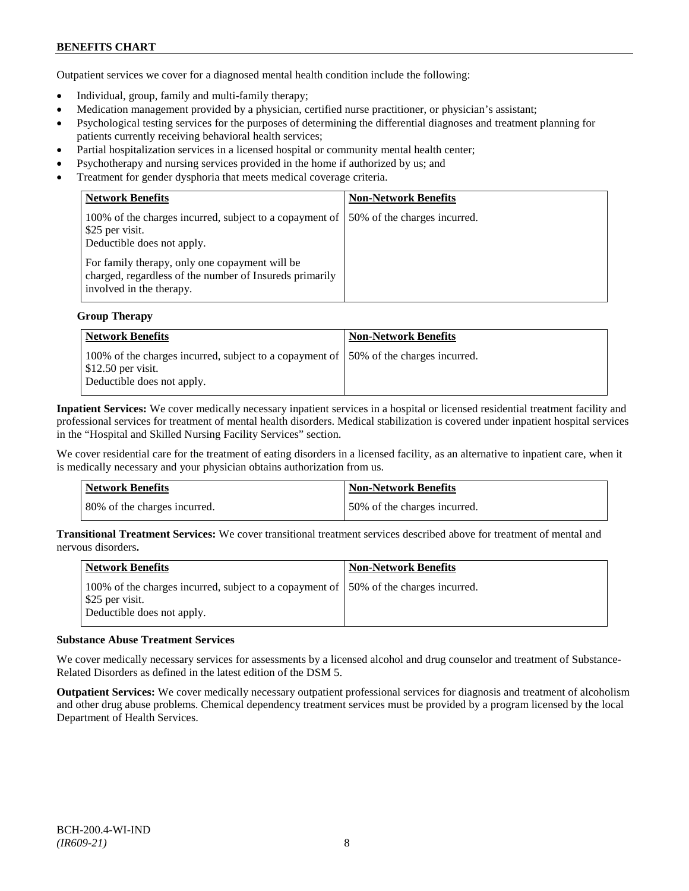Outpatient services we cover for a diagnosed mental health condition include the following:

- Individual, group, family and multi-family therapy;
- Medication management provided by a physician, certified nurse practitioner, or physician's assistant;
- Psychological testing services for the purposes of determining the differential diagnoses and treatment planning for patients currently receiving behavioral health services;
- Partial hospitalization services in a licensed hospital or community mental health center;
- Psychotherapy and nursing services provided in the home if authorized by us; and
- Treatment for gender dysphoria that meets medical coverage criteria.

| Network Benefits | Non-Network Benefits |
| --- | --- |
| 100% of the charges incurred, subject to a copayment of $25 per visit. Deductible does not apply. For family therapy, only one copayment will be charged, regardless of the number of Insureds primarily involved in the therapy. | 50% of the charges incurred. |

**Group Therapy**

| Network Benefits | Non-Network Benefits |
| --- | --- |
| 100% of the charges incurred, subject to a copayment of $12.50 per visit. Deductible does not apply. | 50% of the charges incurred. |

**Inpatient Services:** We cover medically necessary inpatient services in a hospital or licensed residential treatment facility and professional services for treatment of mental health disorders. Medical stabilization is covered under inpatient hospital services in the "Hospital and Skilled Nursing Facility Services" section.

We cover residential care for the treatment of eating disorders in a licensed facility, as an alternative to inpatient care, when it is medically necessary and your physician obtains authorization from us.

| Network Benefits | Non-Network Benefits |
| --- | --- |
| 80% of the charges incurred. | 50% of the charges incurred. |

**Transitional Treatment Services:** We cover transitional treatment services described above for treatment of mental and nervous disorders**.**

| Network Benefits | Non-Network Benefits |
| --- | --- |
| 100% of the charges incurred, subject to a copayment of $25 per visit. Deductible does not apply. | 50% of the charges incurred. |

**Substance Abuse Treatment Services**

We cover medically necessary services for assessments by a licensed alcohol and drug counselor and treatment of Substance-Related Disorders as defined in the latest edition of the DSM 5.

**Outpatient Services:** We cover medically necessary outpatient professional services for diagnosis and treatment of alcoholism and other drug abuse problems. Chemical dependency treatment services must be provided by a program licensed by the local Department of Health Services.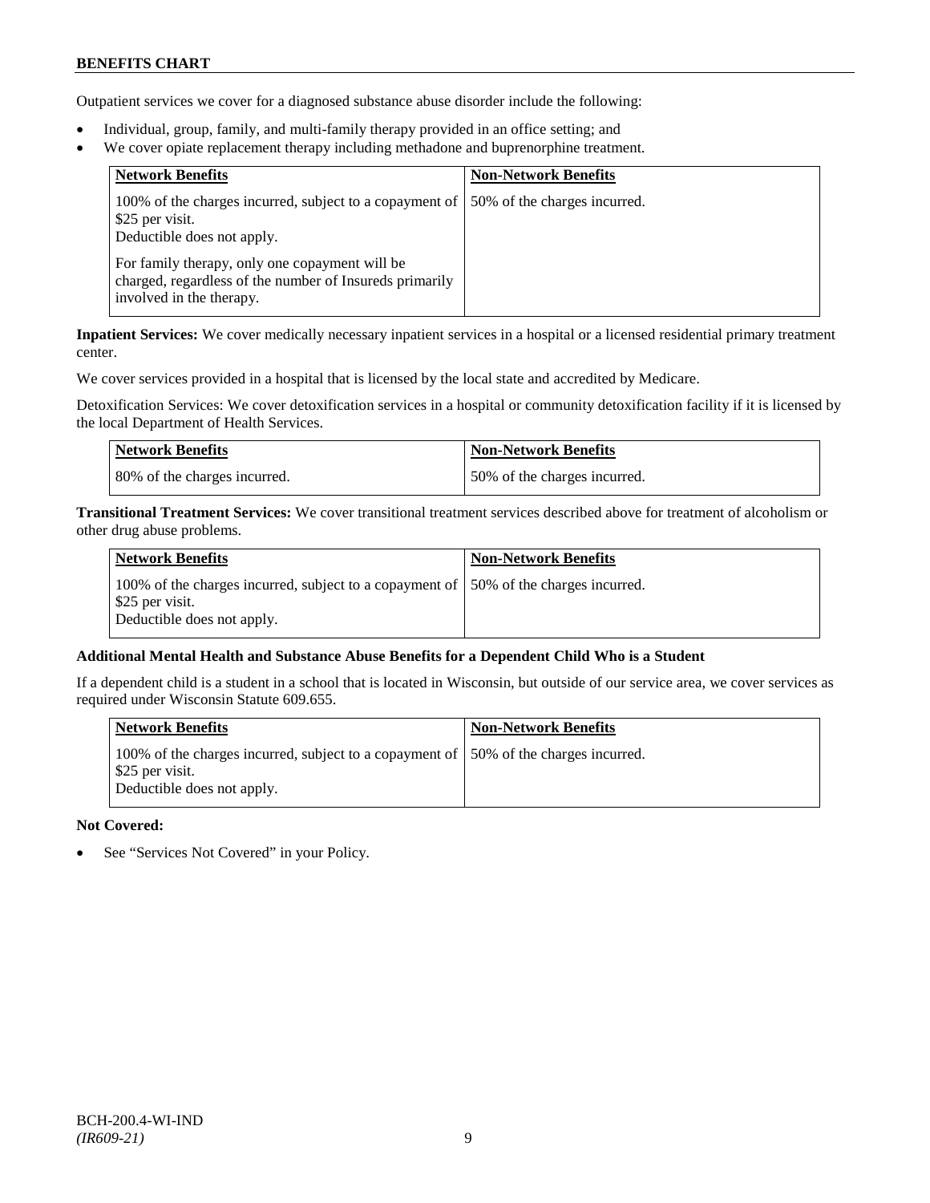Outpatient services we cover for a diagnosed substance abuse disorder include the following:

- Individual, group, family, and multi-family therapy provided in an office setting; and
- We cover opiate replacement therapy including methadone and buprenorphine treatment.

| Network Benefits | Non-Network Benefits |
|---|---|
| 100% of the charges incurred, subject to a copayment of $25 per visit.<br>Deductible does not apply.<br><br>For family therapy, only one copayment will be charged, regardless of the number of Insureds primarily involved in the therapy. | 50% of the charges incurred. |

**Inpatient Services:** We cover medically necessary inpatient services in a hospital or a licensed residential primary treatment center.

We cover services provided in a hospital that is licensed by the local state and accredited by Medicare.

Detoxification Services: We cover detoxification services in a hospital or community detoxification facility if it is licensed by the local Department of Health Services.

| Network Benefits | Non-Network Benefits |
|---|---|
| 80% of the charges incurred. | 50% of the charges incurred. |

**Transitional Treatment Services:** We cover transitional treatment services described above for treatment of alcoholism or other drug abuse problems.

| Network Benefits | Non-Network Benefits |
|---|---|
| 100% of the charges incurred, subject to a copayment of $25 per visit.<br>Deductible does not apply. | 50% of the charges incurred. |

**Additional Mental Health and Substance Abuse Benefits for a Dependent Child Who is a Student**

If a dependent child is a student in a school that is located in Wisconsin, but outside of our service area, we cover services as required under Wisconsin Statute 609.655.

| Network Benefits | Non-Network Benefits |
|---|---|
| 100% of the charges incurred, subject to a copayment of $25 per visit.<br>Deductible does not apply. | 50% of the charges incurred. |

**Not Covered:**

- See "Services Not Covered" in your Policy.

BCH-200.4-WI-IND
*(IR609-21)*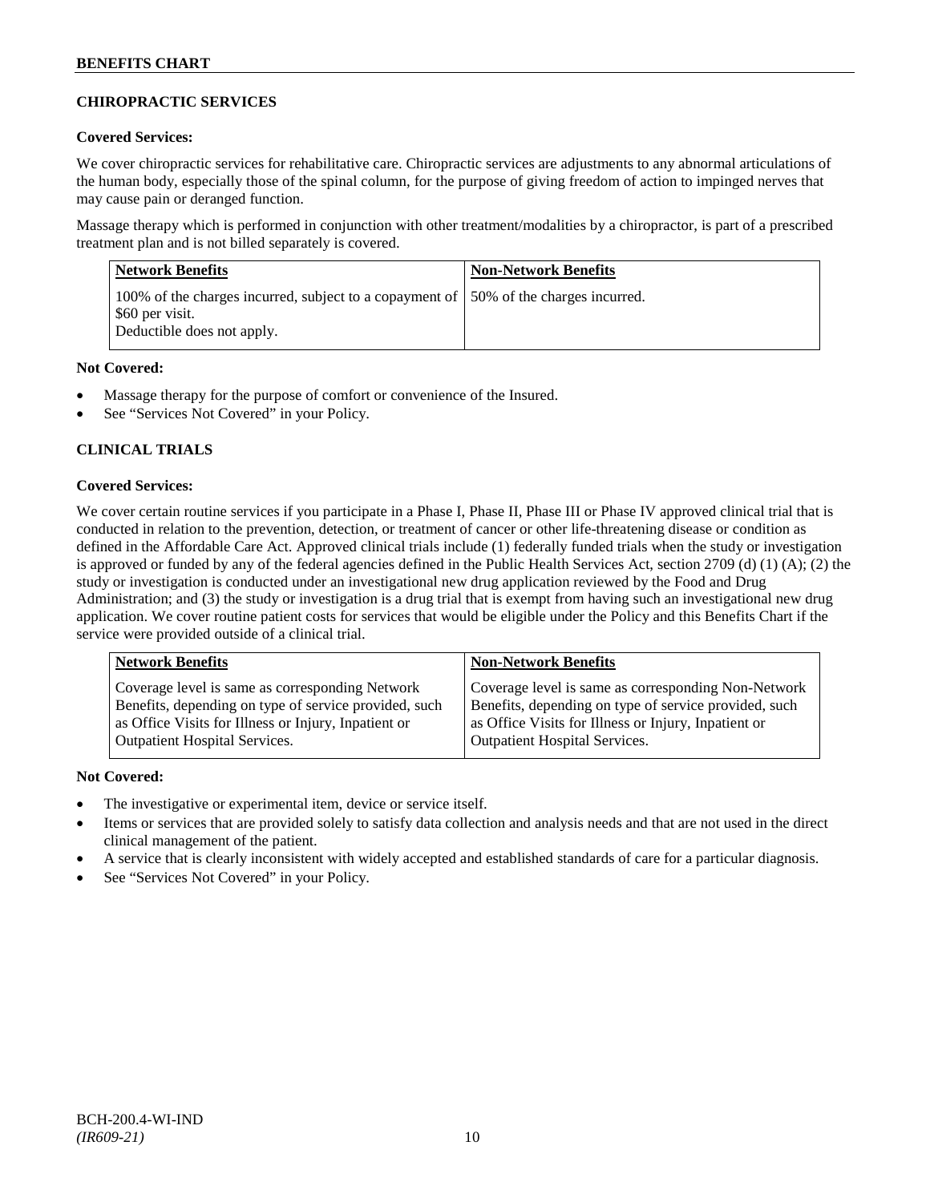## CHIROPRACTIC SERVICES

**Covered Services:**

We cover chiropractic services for rehabilitative care. Chiropractic services are adjustments to any abnormal articulations of the human body, especially those of the spinal column, for the purpose of giving freedom of action to impinged nerves that may cause pain or deranged function.

Massage therapy which is performed in conjunction with other treatment/modalities by a chiropractor, is part of a prescribed treatment plan and is not billed separately is covered.

| Network Benefits | Non-Network Benefits |
|---|---|
| 100% of the charges incurred, subject to a copayment of $60 per visit.<br>Deductible does not apply. | 50% of the charges incurred. |

**Not Covered:**

- Massage therapy for the purpose of comfort or convenience of the Insured.
- See "Services Not Covered" in your Policy.

## CLINICAL TRIALS

**Covered Services:**

We cover certain routine services if you participate in a Phase I, Phase II, Phase III or Phase IV approved clinical trial that is conducted in relation to the prevention, detection, or treatment of cancer or other life-threatening disease or condition as defined in the Affordable Care Act. Approved clinical trials include (1) federally funded trials when the study or investigation is approved or funded by any of the federal agencies defined in the Public Health Services Act, section 2709 (d) (1) (A); (2) the study or investigation is conducted under an investigational new drug application reviewed by the Food and Drug Administration; and (3) the study or investigation is a drug trial that is exempt from having such an investigational new drug application. We cover routine patient costs for services that would be eligible under the Policy and this Benefits Chart if the service were provided outside of a clinical trial.

| Network Benefits | Non-Network Benefits |
|---|---|
| Coverage level is same as corresponding Network Benefits, depending on type of service provided, such as Office Visits for Illness or Injury, Inpatient or Outpatient Hospital Services. | Coverage level is same as corresponding Non-Network Benefits, depending on type of service provided, such as Office Visits for Illness or Injury, Inpatient or Outpatient Hospital Services. |

**Not Covered:**

- The investigative or experimental item, device or service itself.
- Items or services that are provided solely to satisfy data collection and analysis needs and that are not used in the direct clinical management of the patient.
- A service that is clearly inconsistent with widely accepted and established standards of care for a particular diagnosis.
- See "Services Not Covered" in your Policy.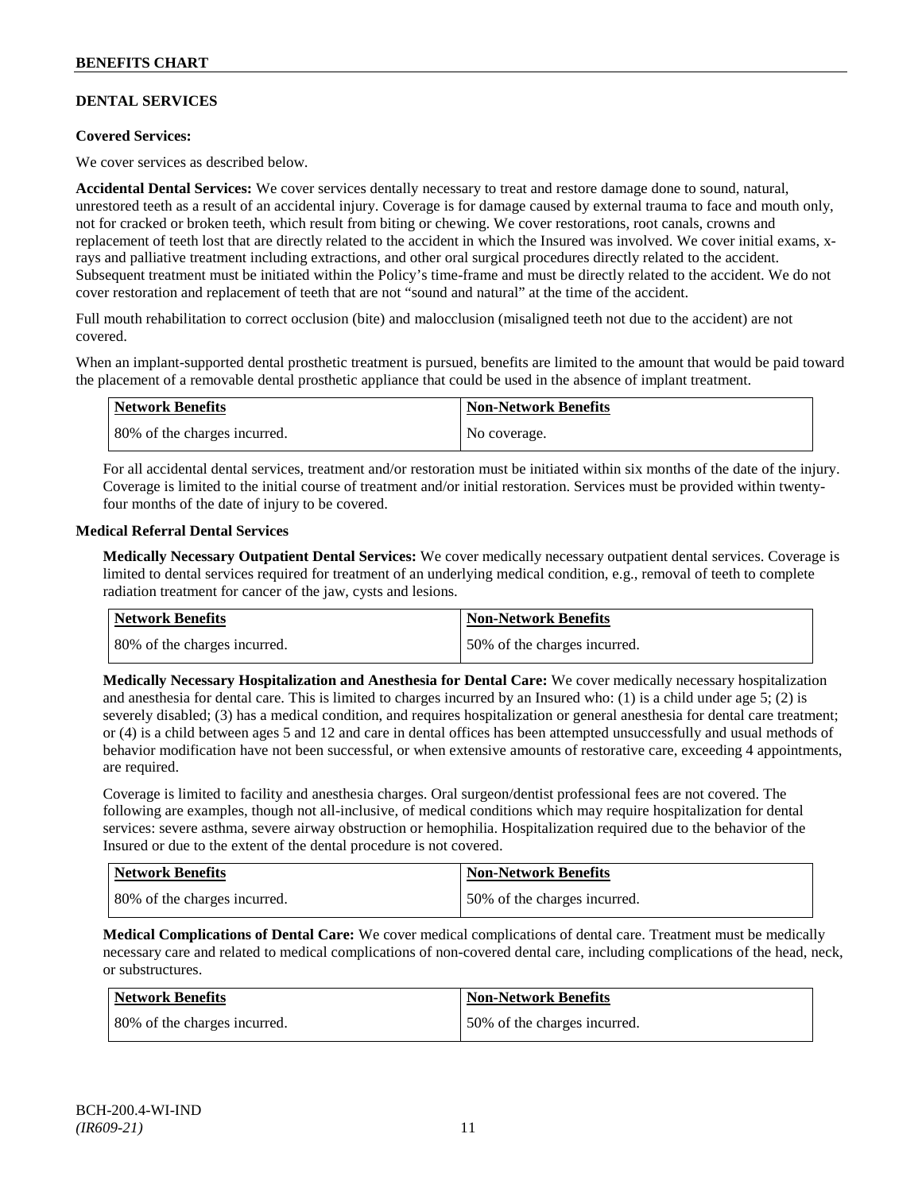## DENTAL SERVICES

**Covered Services:**

We cover services as described below.

**Accidental Dental Services:** We cover services dentally necessary to treat and restore damage done to sound, natural, unrestored teeth as a result of an accidental injury. Coverage is for damage caused by external trauma to face and mouth only, not for cracked or broken teeth, which result from biting or chewing. We cover restorations, root canals, crowns and replacement of teeth lost that are directly related to the accident in which the Insured was involved. We cover initial exams, x-rays and palliative treatment including extractions, and other oral surgical procedures directly related to the accident. Subsequent treatment must be initiated within the Policy's time-frame and must be directly related to the accident. We do not cover restoration and replacement of teeth that are not "sound and natural" at the time of the accident.

Full mouth rehabilitation to correct occlusion (bite) and malocclusion (misaligned teeth not due to the accident) are not covered.

When an implant-supported dental prosthetic treatment is pursued, benefits are limited to the amount that would be paid toward the placement of a removable dental prosthetic appliance that could be used in the absence of implant treatment.

| Network Benefits | Non-Network Benefits |
|---|---|
| 80% of the charges incurred. | No coverage. |

For all accidental dental services, treatment and/or restoration must be initiated within six months of the date of the injury. Coverage is limited to the initial course of treatment and/or initial restoration. Services must be provided within twenty-four months of the date of injury to be covered.

**Medical Referral Dental Services**

**Medically Necessary Outpatient Dental Services:** We cover medically necessary outpatient dental services. Coverage is limited to dental services required for treatment of an underlying medical condition, e.g., removal of teeth to complete radiation treatment for cancer of the jaw, cysts and lesions.

| Network Benefits | Non-Network Benefits |
|---|---|
| 80% of the charges incurred. | 50% of the charges incurred. |

**Medically Necessary Hospitalization and Anesthesia for Dental Care:** We cover medically necessary hospitalization and anesthesia for dental care. This is limited to charges incurred by an Insured who: (1) is a child under age 5; (2) is severely disabled; (3) has a medical condition, and requires hospitalization or general anesthesia for dental care treatment; or (4) is a child between ages 5 and 12 and care in dental offices has been attempted unsuccessfully and usual methods of behavior modification have not been successful, or when extensive amounts of restorative care, exceeding 4 appointments, are required.

Coverage is limited to facility and anesthesia charges. Oral surgeon/dentist professional fees are not covered. The following are examples, though not all-inclusive, of medical conditions which may require hospitalization for dental services: severe asthma, severe airway obstruction or hemophilia. Hospitalization required due to the behavior of the Insured or due to the extent of the dental procedure is not covered.

| Network Benefits | Non-Network Benefits |
|---|---|
| 80% of the charges incurred. | 50% of the charges incurred. |

**Medical Complications of Dental Care:** We cover medical complications of dental care. Treatment must be medically necessary care and related to medical complications of non-covered dental care, including complications of the head, neck, or substructures.

| Network Benefits | Non-Network Benefits |
|---|---|
| 80% of the charges incurred. | 50% of the charges incurred. |

BCH-200.4-WI-IND
*(IR609-21)*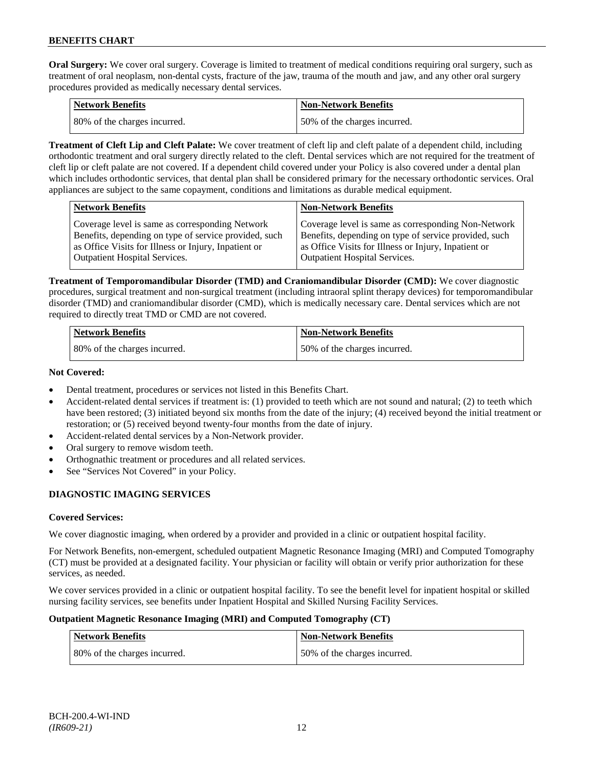**Oral Surgery:** We cover oral surgery. Coverage is limited to treatment of medical conditions requiring oral surgery, such as treatment of oral neoplasm, non-dental cysts, fracture of the jaw, trauma of the mouth and jaw, and any other oral surgery procedures provided as medically necessary dental services.

| Network Benefits | Non-Network Benefits |
| --- | --- |
| 80% of the charges incurred. | 50% of the charges incurred. |

**Treatment of Cleft Lip and Cleft Palate:** We cover treatment of cleft lip and cleft palate of a dependent child, including orthodontic treatment and oral surgery directly related to the cleft. Dental services which are not required for the treatment of cleft lip or cleft palate are not covered. If a dependent child covered under your Policy is also covered under a dental plan which includes orthodontic services, that dental plan shall be considered primary for the necessary orthodontic services. Oral appliances are subject to the same copayment, conditions and limitations as durable medical equipment.

| Network Benefits | Non-Network Benefits |
| --- | --- |
| Coverage level is same as corresponding Network Benefits, depending on type of service provided, such as Office Visits for Illness or Injury, Inpatient or Outpatient Hospital Services. | Coverage level is same as corresponding Non-Network Benefits, depending on type of service provided, such as Office Visits for Illness or Injury, Inpatient or Outpatient Hospital Services. |

**Treatment of Temporomandibular Disorder (TMD) and Craniomandibular Disorder (CMD):** We cover diagnostic procedures, surgical treatment and non-surgical treatment (including intraoral splint therapy devices) for temporomandibular disorder (TMD) and craniomandibular disorder (CMD), which is medically necessary care. Dental services which are not required to directly treat TMD or CMD are not covered.

| Network Benefits | Non-Network Benefits |
| --- | --- |
| 80% of the charges incurred. | 50% of the charges incurred. |

**Not Covered:**

- Dental treatment, procedures or services not listed in this Benefits Chart.
- Accident-related dental services if treatment is: (1) provided to teeth which are not sound and natural; (2) to teeth which have been restored; (3) initiated beyond six months from the date of the injury; (4) received beyond the initial treatment or restoration; or (5) received beyond twenty-four months from the date of injury.
- Accident-related dental services by a Non-Network provider.
- Oral surgery to remove wisdom teeth.
- Orthognathic treatment or procedures and all related services.
- See "Services Not Covered" in your Policy.

## DIAGNOSTIC IMAGING SERVICES

**Covered Services:**

We cover diagnostic imaging, when ordered by a provider and provided in a clinic or outpatient hospital facility.

For Network Benefits, non-emergent, scheduled outpatient Magnetic Resonance Imaging (MRI) and Computed Tomography (CT) must be provided at a designated facility. Your physician or facility will obtain or verify prior authorization for these services, as needed.

We cover services provided in a clinic or outpatient hospital facility. To see the benefit level for inpatient hospital or skilled nursing facility services, see benefits under Inpatient Hospital and Skilled Nursing Facility Services.

**Outpatient Magnetic Resonance Imaging (MRI) and Computed Tomography (CT)**

| Network Benefits | Non-Network Benefits |
| --- | --- |
| 80% of the charges incurred. | 50% of the charges incurred. |

BCH-200.4-WI-IND
*(IR609-21)*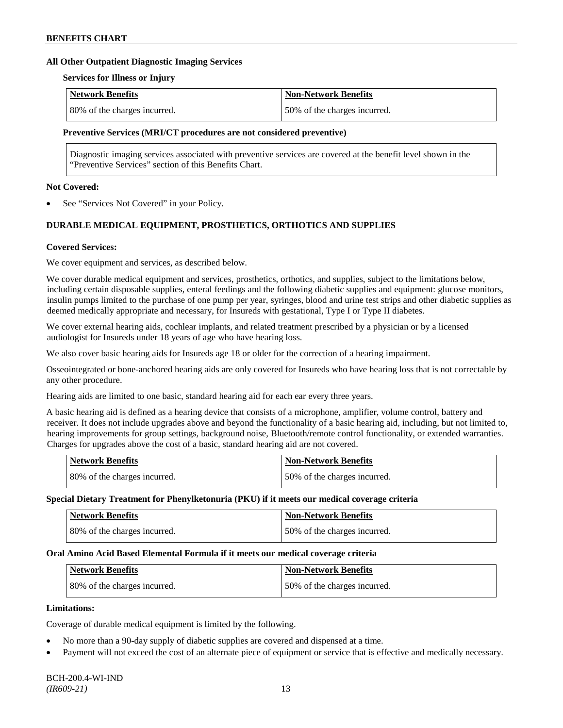### All Other Outpatient Diagnostic Imaging Services

**Services for Illness or Injury**

| Network Benefits | Non-Network Benefits |
|---|---|
| 80% of the charges incurred. | 50% of the charges incurred. |

**Preventive Services (MRI/CT procedures are not considered preventive)**

Diagnostic imaging services associated with preventive services are covered at the benefit level shown in the "Preventive Services" section of this Benefits Chart.

**Not Covered:**

- See "Services Not Covered" in your Policy.

## DURABLE MEDICAL EQUIPMENT, PROSTHETICS, ORTHOTICS AND SUPPLIES

**Covered Services:**

We cover equipment and services, as described below.

We cover durable medical equipment and services, prosthetics, orthotics, and supplies, subject to the limitations below, including certain disposable supplies, enteral feedings and the following diabetic supplies and equipment: glucose monitors, insulin pumps limited to the purchase of one pump per year, syringes, blood and urine test strips and other diabetic supplies as deemed medically appropriate and necessary, for Insureds with gestational, Type I or Type II diabetes.

We cover external hearing aids, cochlear implants, and related treatment prescribed by a physician or by a licensed audiologist for Insureds under 18 years of age who have hearing loss.

We also cover basic hearing aids for Insureds age 18 or older for the correction of a hearing impairment.

Osseointegrated or bone-anchored hearing aids are only covered for Insureds who have hearing loss that is not correctable by any other procedure.

Hearing aids are limited to one basic, standard hearing aid for each ear every three years.

A basic hearing aid is defined as a hearing device that consists of a microphone, amplifier, volume control, battery and receiver. It does not include upgrades above and beyond the functionality of a basic hearing aid, including, but not limited to, hearing improvements for group settings, background noise, Bluetooth/remote control functionality, or extended warranties. Charges for upgrades above the cost of a basic, standard hearing aid are not covered.

| Network Benefits | Non-Network Benefits |
|---|---|
| 80% of the charges incurred. | 50% of the charges incurred. |

**Special Dietary Treatment for Phenylketonuria (PKU) if it meets our medical coverage criteria**

| Network Benefits | Non-Network Benefits |
|---|---|
| 80% of the charges incurred. | 50% of the charges incurred. |

**Oral Amino Acid Based Elemental Formula if it meets our medical coverage criteria**

| Network Benefits | Non-Network Benefits |
|---|---|
| 80% of the charges incurred. | 50% of the charges incurred. |

**Limitations:**

Coverage of durable medical equipment is limited by the following.

- No more than a 90-day supply of diabetic supplies are covered and dispensed at a time.
- Payment will not exceed the cost of an alternate piece of equipment or service that is effective and medically necessary.

BCH-200.4-WI-IND
*(IR609-21)*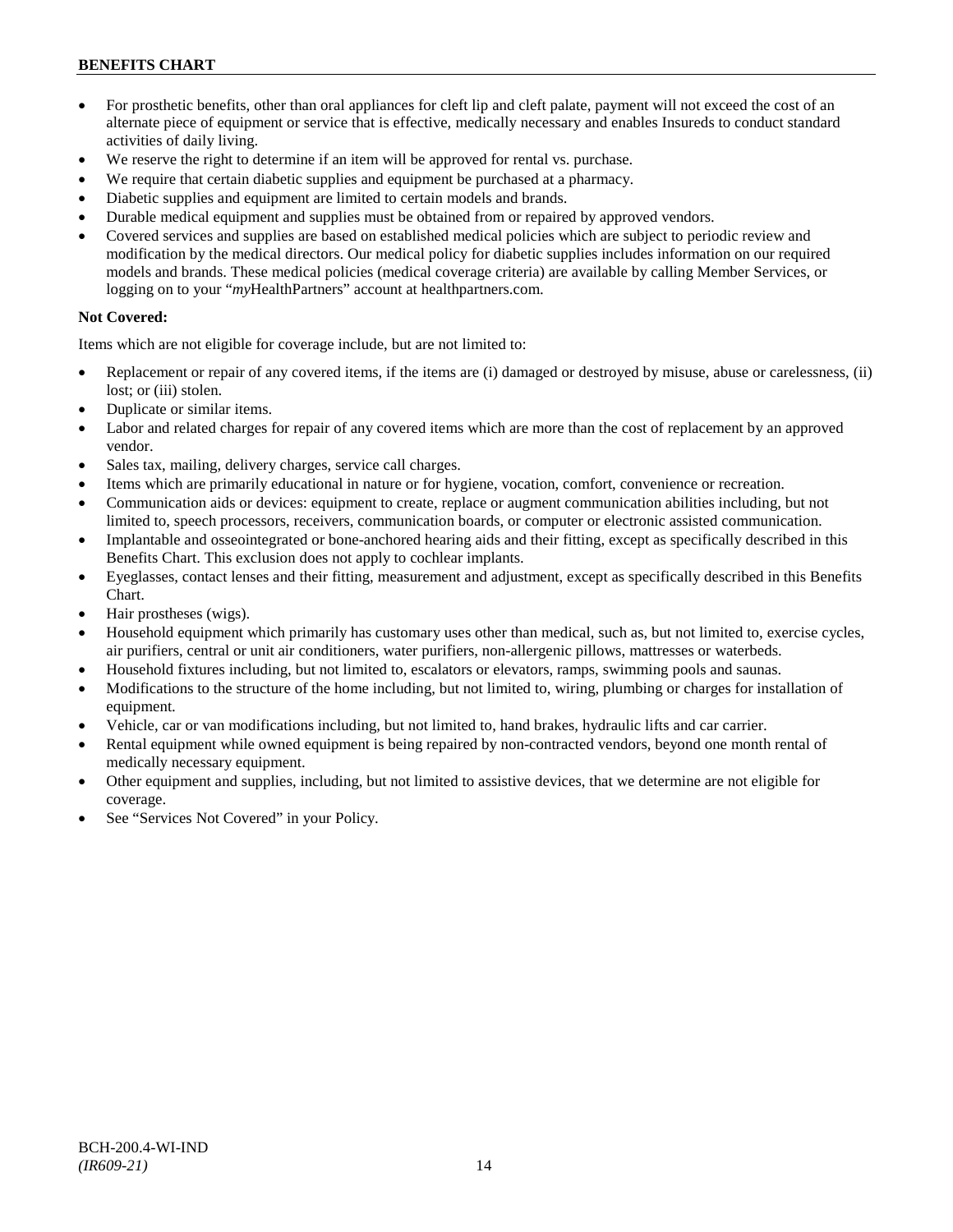- For prosthetic benefits, other than oral appliances for cleft lip and cleft palate, payment will not exceed the cost of an alternate piece of equipment or service that is effective, medically necessary and enables Insureds to conduct standard activities of daily living.
- We reserve the right to determine if an item will be approved for rental vs. purchase.
- We require that certain diabetic supplies and equipment be purchased at a pharmacy.
- Diabetic supplies and equipment are limited to certain models and brands.
- Durable medical equipment and supplies must be obtained from or repaired by approved vendors.
- Covered services and supplies are based on established medical policies which are subject to periodic review and modification by the medical directors. Our medical policy for diabetic supplies includes information on our required models and brands. These medical policies (medical coverage criteria) are available by calling Member Services, or logging on to your "*my*HealthPartners" account at healthpartners.com.

**Not Covered:**

Items which are not eligible for coverage include, but are not limited to:

- Replacement or repair of any covered items, if the items are (i) damaged or destroyed by misuse, abuse or carelessness, (ii) lost; or (iii) stolen.
- Duplicate or similar items.
- Labor and related charges for repair of any covered items which are more than the cost of replacement by an approved vendor.
- Sales tax, mailing, delivery charges, service call charges.
- Items which are primarily educational in nature or for hygiene, vocation, comfort, convenience or recreation.
- Communication aids or devices: equipment to create, replace or augment communication abilities including, but not limited to, speech processors, receivers, communication boards, or computer or electronic assisted communication.
- Implantable and osseointegrated or bone-anchored hearing aids and their fitting, except as specifically described in this Benefits Chart. This exclusion does not apply to cochlear implants.
- Eyeglasses, contact lenses and their fitting, measurement and adjustment, except as specifically described in this Benefits Chart.
- Hair prostheses (wigs).
- Household equipment which primarily has customary uses other than medical, such as, but not limited to, exercise cycles, air purifiers, central or unit air conditioners, water purifiers, non-allergenic pillows, mattresses or waterbeds.
- Household fixtures including, but not limited to, escalators or elevators, ramps, swimming pools and saunas.
- Modifications to the structure of the home including, but not limited to, wiring, plumbing or charges for installation of equipment.
- Vehicle, car or van modifications including, but not limited to, hand brakes, hydraulic lifts and car carrier.
- Rental equipment while owned equipment is being repaired by non-contracted vendors, beyond one month rental of medically necessary equipment.
- Other equipment and supplies, including, but not limited to assistive devices, that we determine are not eligible for coverage.
- See "Services Not Covered" in your Policy.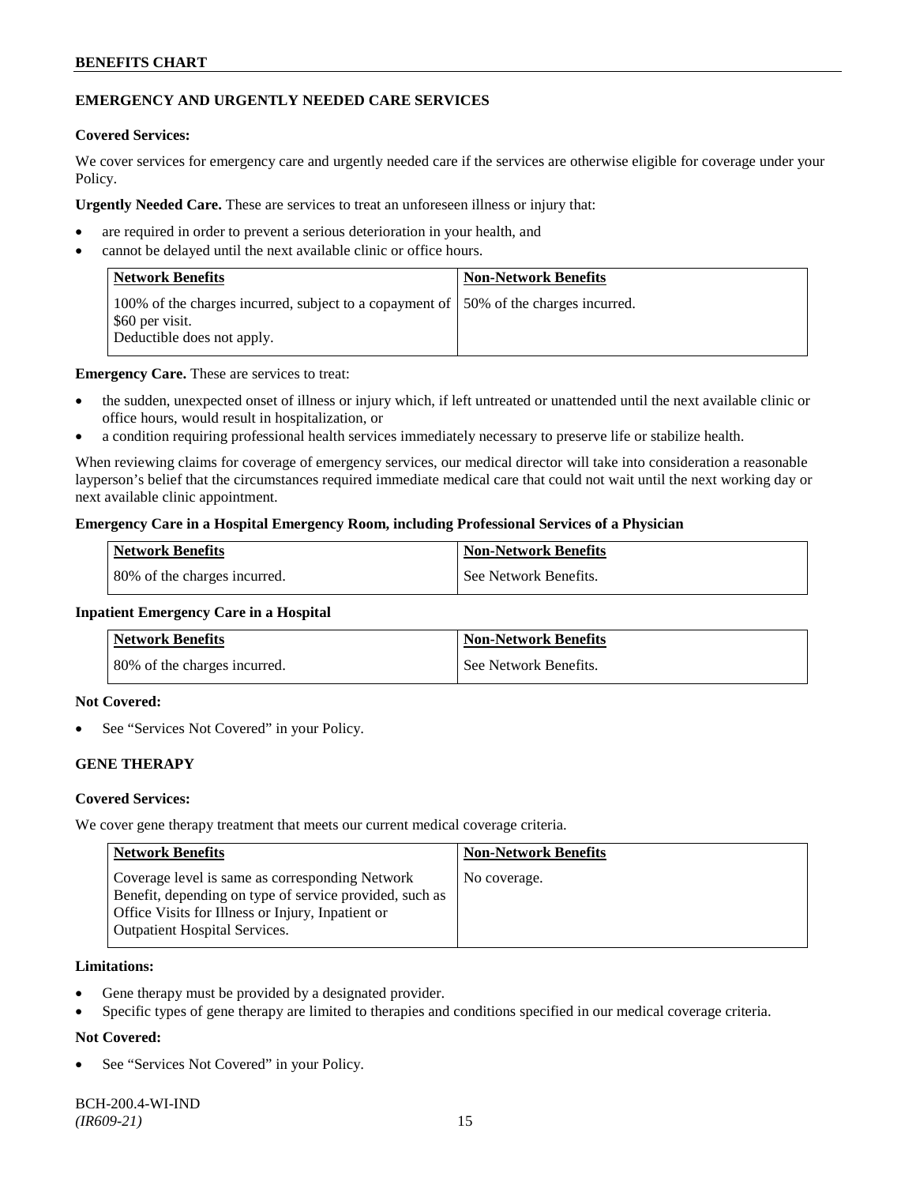### EMERGENCY AND URGENTLY NEEDED CARE SERVICES

**Covered Services:**

We cover services for emergency care and urgently needed care if the services are otherwise eligible for coverage under your Policy.

**Urgently Needed Care.** These are services to treat an unforeseen illness or injury that:

- are required in order to prevent a serious deterioration in your health, and
- cannot be delayed until the next available clinic or office hours.

| Network Benefits | Non-Network Benefits |
|---|---|
| 100% of the charges incurred, subject to a copayment of $60 per visit. Deductible does not apply. | 50% of the charges incurred. |

**Emergency Care.** These are services to treat:

- the sudden, unexpected onset of illness or injury which, if left untreated or unattended until the next available clinic or office hours, would result in hospitalization, or
- a condition requiring professional health services immediately necessary to preserve life or stabilize health.

When reviewing claims for coverage of emergency services, our medical director will take into consideration a reasonable layperson's belief that the circumstances required immediate medical care that could not wait until the next working day or next available clinic appointment.

**Emergency Care in a Hospital Emergency Room, including Professional Services of a Physician**

| Network Benefits | Non-Network Benefits |
|---|---|
| 80% of the charges incurred. | See Network Benefits. |

**Inpatient Emergency Care in a Hospital**

| Network Benefits | Non-Network Benefits |
|---|---|
| 80% of the charges incurred. | See Network Benefits. |

**Not Covered:**

- See "Services Not Covered" in your Policy.

### GENE THERAPY

**Covered Services:**

We cover gene therapy treatment that meets our current medical coverage criteria.

| Network Benefits | Non-Network Benefits |
|---|---|
| Coverage level is same as corresponding Network Benefit, depending on type of service provided, such as Office Visits for Illness or Injury, Inpatient or Outpatient Hospital Services. | No coverage. |

**Limitations:**

- Gene therapy must be provided by a designated provider.
- Specific types of gene therapy are limited to therapies and conditions specified in our medical coverage criteria.

**Not Covered:**

- See "Services Not Covered" in your Policy.

BCH-200.4-WI-IND
*(IR609-21)*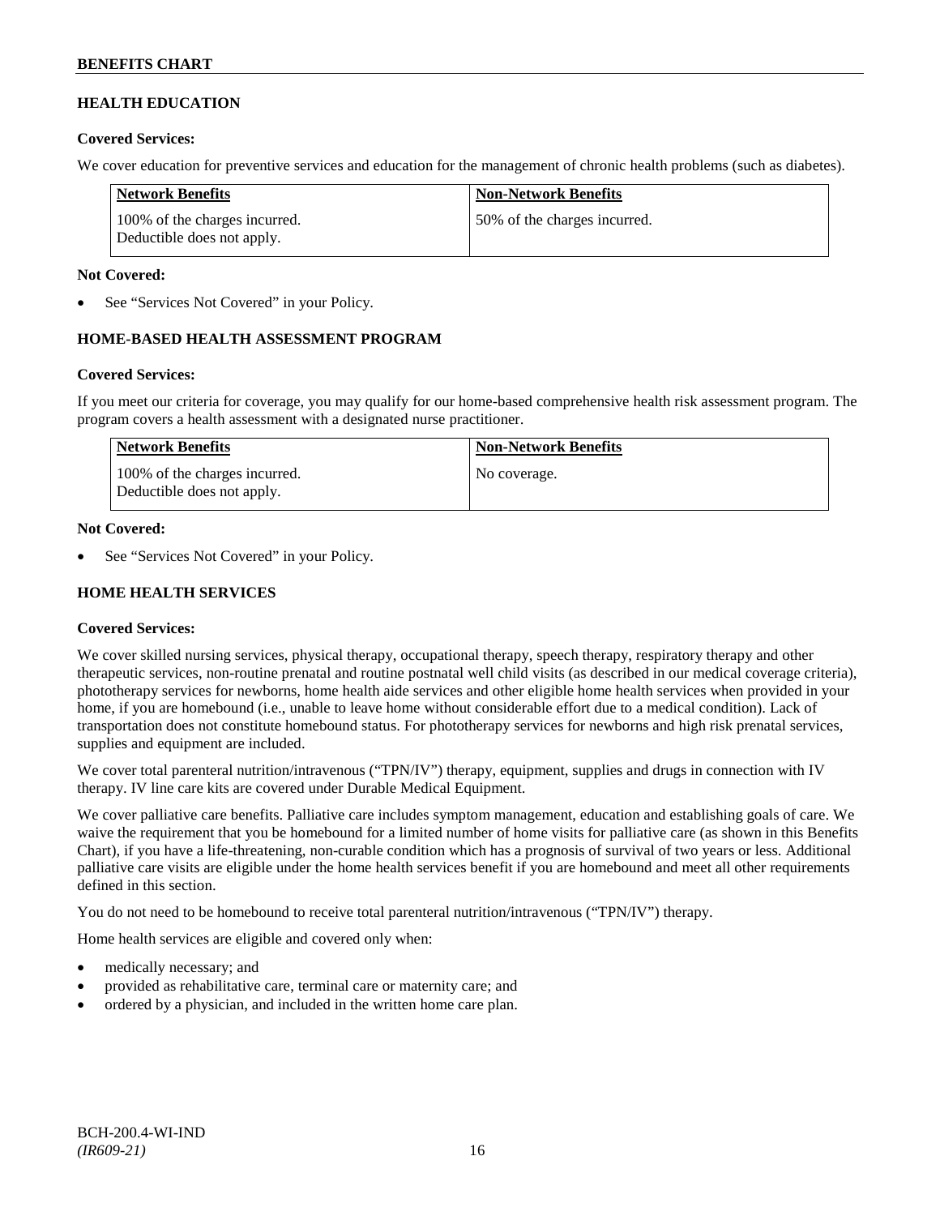## HEALTH EDUCATION

**Covered Services:**

We cover education for preventive services and education for the management of chronic health problems (such as diabetes).

| Network Benefits | Non-Network Benefits |
|---|---|
| 100% of the charges incurred. Deductible does not apply. | 50% of the charges incurred. |

**Not Covered:**

- See "Services Not Covered" in your Policy.

## HOME-BASED HEALTH ASSESSMENT PROGRAM

**Covered Services:**

If you meet our criteria for coverage, you may qualify for our home-based comprehensive health risk assessment program. The program covers a health assessment with a designated nurse practitioner.

| Network Benefits | Non-Network Benefits |
|---|---|
| 100% of the charges incurred. Deductible does not apply. | No coverage. |

**Not Covered:**

- See "Services Not Covered" in your Policy.

## HOME HEALTH SERVICES

**Covered Services:**

We cover skilled nursing services, physical therapy, occupational therapy, speech therapy, respiratory therapy and other therapeutic services, non-routine prenatal and routine postnatal well child visits (as described in our medical coverage criteria), phototherapy services for newborns, home health aide services and other eligible home health services when provided in your home, if you are homebound (i.e., unable to leave home without considerable effort due to a medical condition). Lack of transportation does not constitute homebound status. For phototherapy services for newborns and high risk prenatal services, supplies and equipment are included.

We cover total parenteral nutrition/intravenous ("TPN/IV") therapy, equipment, supplies and drugs in connection with IV therapy. IV line care kits are covered under Durable Medical Equipment.

We cover palliative care benefits. Palliative care includes symptom management, education and establishing goals of care. We waive the requirement that you be homebound for a limited number of home visits for palliative care (as shown in this Benefits Chart), if you have a life-threatening, non-curable condition which has a prognosis of survival of two years or less. Additional palliative care visits are eligible under the home health services benefit if you are homebound and meet all other requirements defined in this section.

You do not need to be homebound to receive total parenteral nutrition/intravenous ("TPN/IV") therapy.

Home health services are eligible and covered only when:

- medically necessary; and
- provided as rehabilitative care, terminal care or maternity care; and
- ordered by a physician, and included in the written home care plan.

BCH-200.4-WI-IND
*(IR609-21)*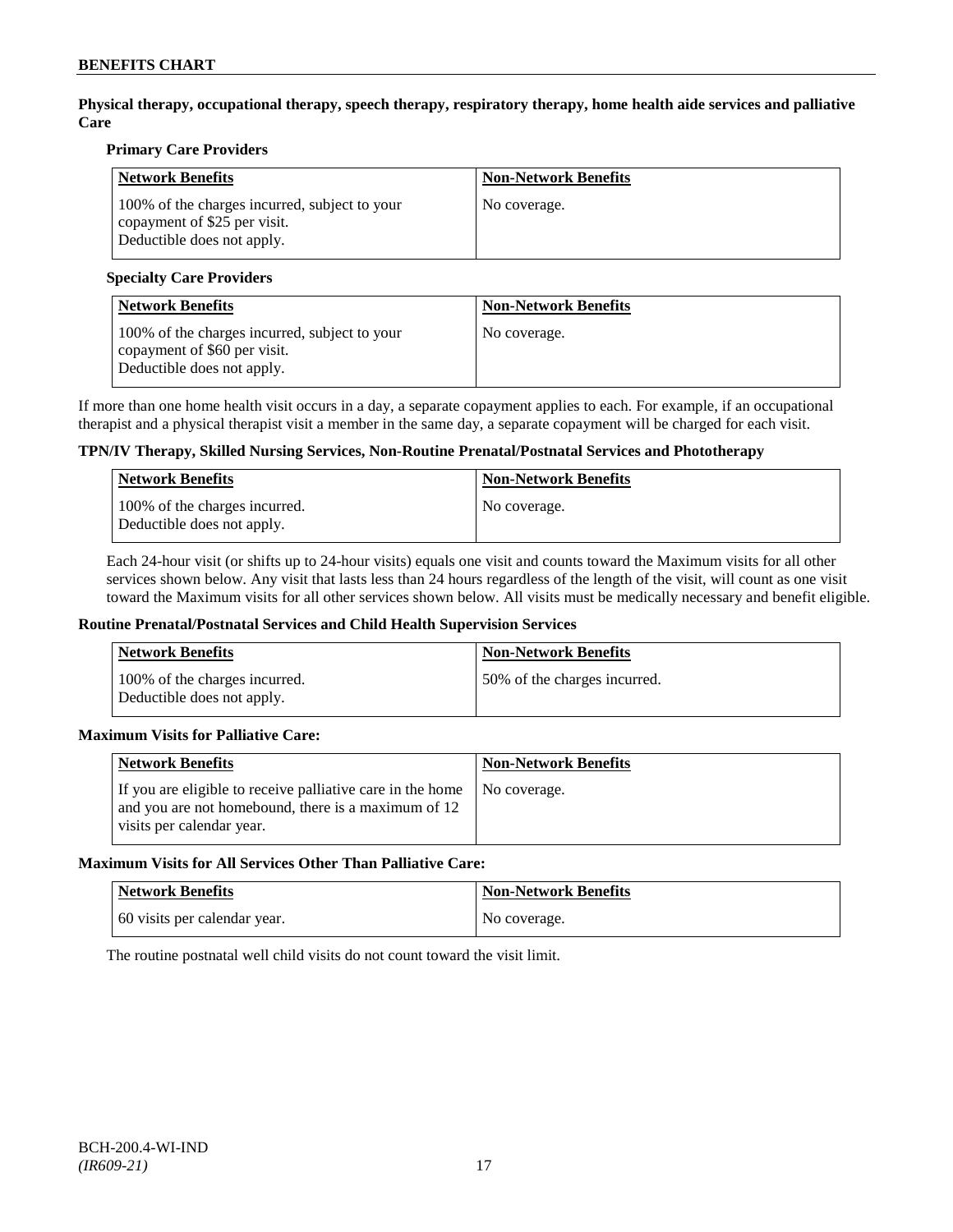**Physical therapy, occupational therapy, speech therapy, respiratory therapy, home health aide services and palliative Care**

**Primary Care Providers**

| Network Benefits | Non-Network Benefits |
|---|---|
| 100% of the charges incurred, subject to your copayment of $25 per visit. Deductible does not apply. | No coverage. |

**Specialty Care Providers**

| Network Benefits | Non-Network Benefits |
|---|---|
| 100% of the charges incurred, subject to your copayment of $60 per visit. Deductible does not apply. | No coverage. |

If more than one home health visit occurs in a day, a separate copayment applies to each. For example, if an occupational therapist and a physical therapist visit a member in the same day, a separate copayment will be charged for each visit.

**TPN/IV Therapy, Skilled Nursing Services, Non-Routine Prenatal/Postnatal Services and Phototherapy**

| Network Benefits | Non-Network Benefits |
|---|---|
| 100% of the charges incurred. Deductible does not apply. | No coverage. |

Each 24-hour visit (or shifts up to 24-hour visits) equals one visit and counts toward the Maximum visits for all other services shown below. Any visit that lasts less than 24 hours regardless of the length of the visit, will count as one visit toward the Maximum visits for all other services shown below. All visits must be medically necessary and benefit eligible.

**Routine Prenatal/Postnatal Services and Child Health Supervision Services**

| Network Benefits | Non-Network Benefits |
|---|---|
| 100% of the charges incurred. Deductible does not apply. | 50% of the charges incurred. |

**Maximum Visits for Palliative Care:**

| Network Benefits | Non-Network Benefits |
|---|---|
| If you are eligible to receive palliative care in the home and you are not homebound, there is a maximum of 12 visits per calendar year. | No coverage. |

**Maximum Visits for All Services Other Than Palliative Care:**

| Network Benefits | Non-Network Benefits |
|---|---|
| 60 visits per calendar year. | No coverage. |

The routine postnatal well child visits do not count toward the visit limit.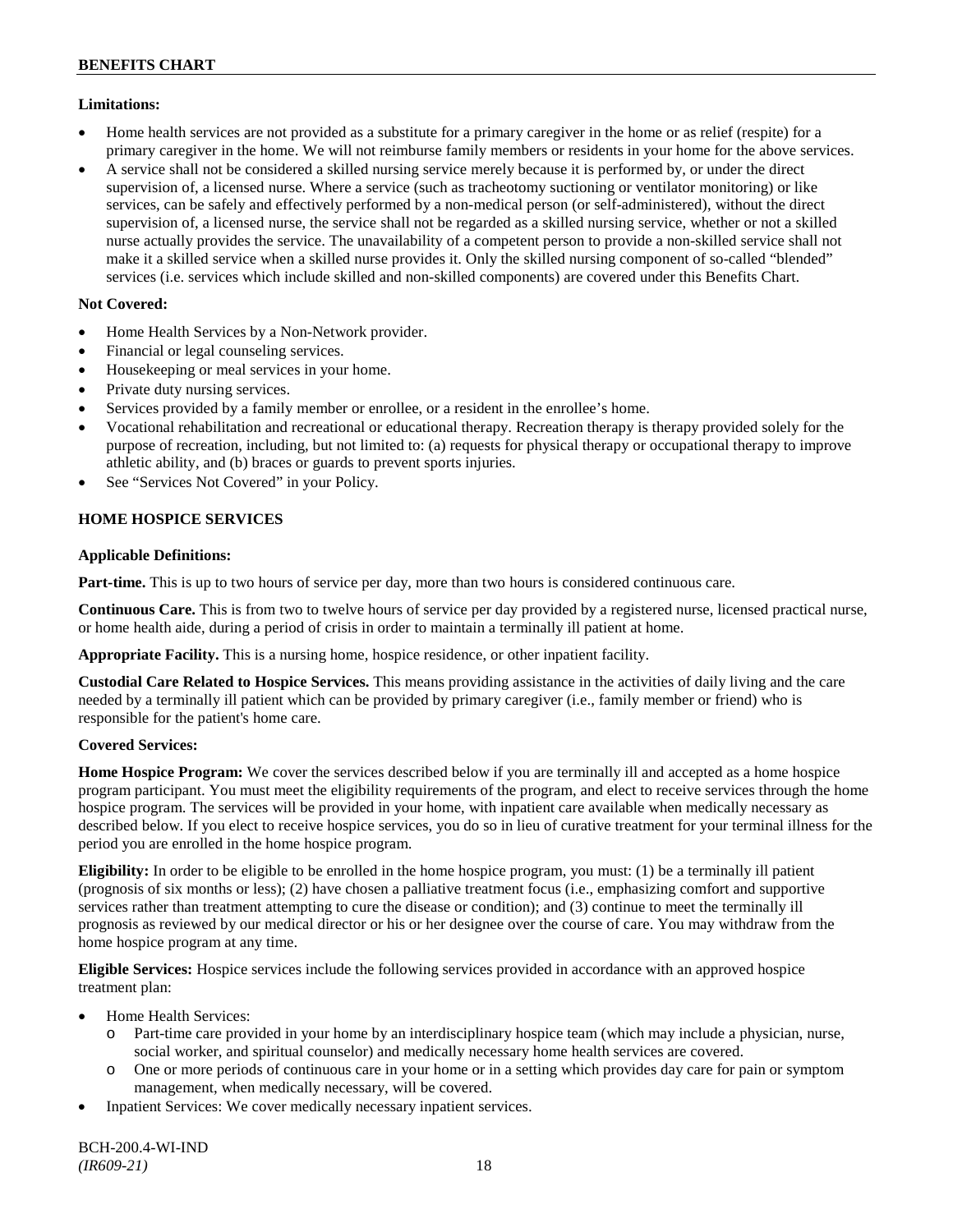**Limitations:**

- Home health services are not provided as a substitute for a primary caregiver in the home or as relief (respite) for a primary caregiver in the home. We will not reimburse family members or residents in your home for the above services.
- A service shall not be considered a skilled nursing service merely because it is performed by, or under the direct supervision of, a licensed nurse. Where a service (such as tracheotomy suctioning or ventilator monitoring) or like services, can be safely and effectively performed by a non-medical person (or self-administered), without the direct supervision of, a licensed nurse, the service shall not be regarded as a skilled nursing service, whether or not a skilled nurse actually provides the service. The unavailability of a competent person to provide a non-skilled service shall not make it a skilled service when a skilled nurse provides it. Only the skilled nursing component of so-called "blended" services (i.e. services which include skilled and non-skilled components) are covered under this Benefits Chart.

**Not Covered:**

- Home Health Services by a Non-Network provider.
- Financial or legal counseling services.
- Housekeeping or meal services in your home.
- Private duty nursing services.
- Services provided by a family member or enrollee, or a resident in the enrollee's home.
- Vocational rehabilitation and recreational or educational therapy. Recreation therapy is therapy provided solely for the purpose of recreation, including, but not limited to: (a) requests for physical therapy or occupational therapy to improve athletic ability, and (b) braces or guards to prevent sports injuries.
- See "Services Not Covered" in your Policy.

### HOME HOSPICE SERVICES

**Applicable Definitions:**

**Part-time.** This is up to two hours of service per day, more than two hours is considered continuous care.

**Continuous Care.** This is from two to twelve hours of service per day provided by a registered nurse, licensed practical nurse, or home health aide, during a period of crisis in order to maintain a terminally ill patient at home.

**Appropriate Facility.** This is a nursing home, hospice residence, or other inpatient facility.

**Custodial Care Related to Hospice Services.** This means providing assistance in the activities of daily living and the care needed by a terminally ill patient which can be provided by primary caregiver (i.e., family member or friend) who is responsible for the patient's home care.

**Covered Services:**

**Home Hospice Program:** We cover the services described below if you are terminally ill and accepted as a home hospice program participant. You must meet the eligibility requirements of the program, and elect to receive services through the home hospice program. The services will be provided in your home, with inpatient care available when medically necessary as described below. If you elect to receive hospice services, you do so in lieu of curative treatment for your terminal illness for the period you are enrolled in the home hospice program.

**Eligibility:** In order to be eligible to be enrolled in the home hospice program, you must: (1) be a terminally ill patient (prognosis of six months or less); (2) have chosen a palliative treatment focus (i.e., emphasizing comfort and supportive services rather than treatment attempting to cure the disease or condition); and (3) continue to meet the terminally ill prognosis as reviewed by our medical director or his or her designee over the course of care. You may withdraw from the home hospice program at any time.

**Eligible Services:** Hospice services include the following services provided in accordance with an approved hospice treatment plan:

- Home Health Services:
  - Part-time care provided in your home by an interdisciplinary hospice team (which may include a physician, nurse, social worker, and spiritual counselor) and medically necessary home health services are covered.
  - One or more periods of continuous care in your home or in a setting which provides day care for pain or symptom management, when medically necessary, will be covered.
- Inpatient Services: We cover medically necessary inpatient services.

BCH-200.4-WI-IND
*(IR609-21)*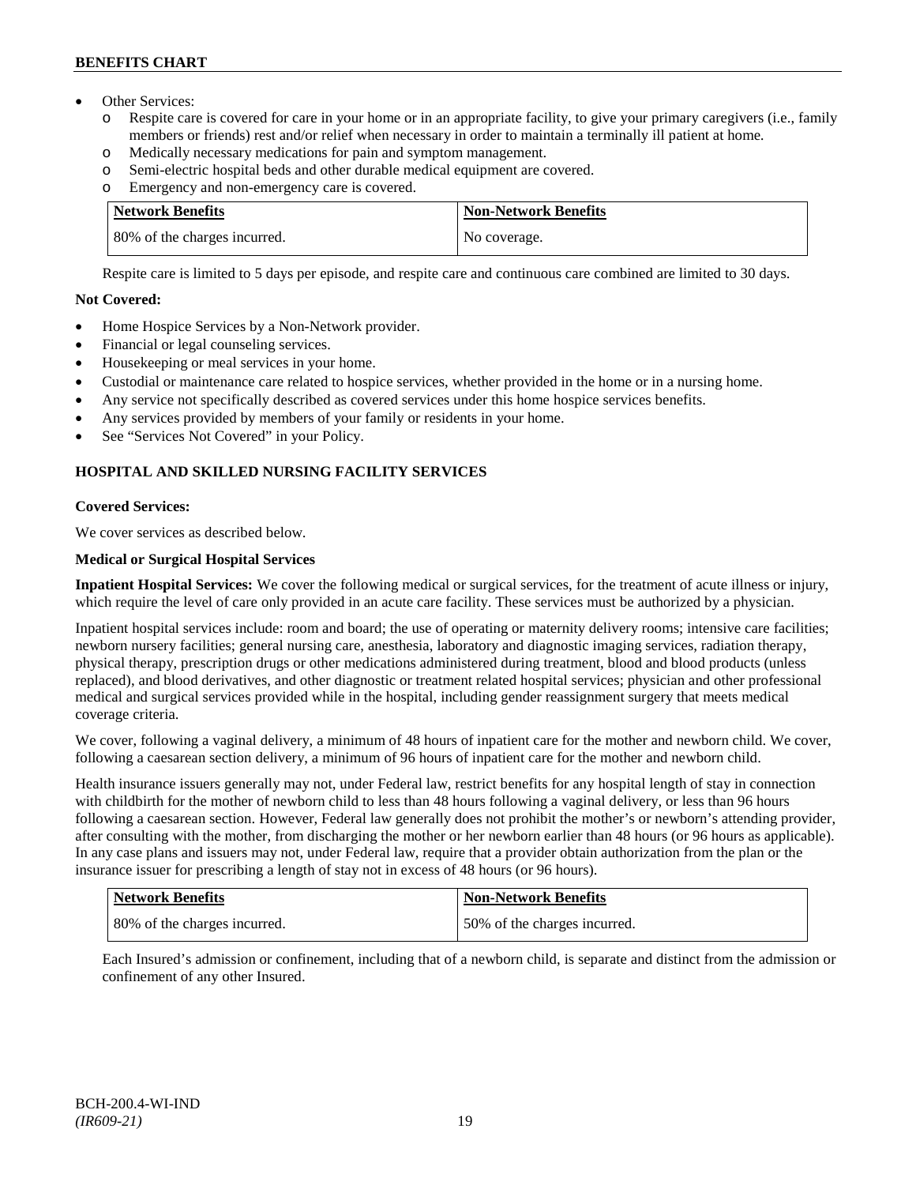- Other Services:
  - o Respite care is covered for care in your home or in an appropriate facility, to give your primary caregivers (i.e., family members or friends) rest and/or relief when necessary in order to maintain a terminally ill patient at home.
  - o Medically necessary medications for pain and symptom management.
  - o Semi-electric hospital beds and other durable medical equipment are covered.
  - o Emergency and non-emergency care is covered.

| Network Benefits | Non-Network Benefits |
| --- | --- |
| 80% of the charges incurred. | No coverage. |

Respite care is limited to 5 days per episode, and respite care and continuous care combined are limited to 30 days.

**Not Covered:**

- Home Hospice Services by a Non-Network provider.
- Financial or legal counseling services.
- Housekeeping or meal services in your home.
- Custodial or maintenance care related to hospice services, whether provided in the home or in a nursing home.
- Any service not specifically described as covered services under this home hospice services benefits.
- Any services provided by members of your family or residents in your home.
- See "Services Not Covered" in your Policy.

## HOSPITAL AND SKILLED NURSING FACILITY SERVICES

**Covered Services:**

We cover services as described below.

**Medical or Surgical Hospital Services**

**Inpatient Hospital Services:** We cover the following medical or surgical services, for the treatment of acute illness or injury, which require the level of care only provided in an acute care facility. These services must be authorized by a physician.

Inpatient hospital services include: room and board; the use of operating or maternity delivery rooms; intensive care facilities; newborn nursery facilities; general nursing care, anesthesia, laboratory and diagnostic imaging services, radiation therapy, physical therapy, prescription drugs or other medications administered during treatment, blood and blood products (unless replaced), and blood derivatives, and other diagnostic or treatment related hospital services; physician and other professional medical and surgical services provided while in the hospital, including gender reassignment surgery that meets medical coverage criteria.

We cover, following a vaginal delivery, a minimum of 48 hours of inpatient care for the mother and newborn child. We cover, following a caesarean section delivery, a minimum of 96 hours of inpatient care for the mother and newborn child.

Health insurance issuers generally may not, under Federal law, restrict benefits for any hospital length of stay in connection with childbirth for the mother of newborn child to less than 48 hours following a vaginal delivery, or less than 96 hours following a caesarean section. However, Federal law generally does not prohibit the mother's or newborn's attending provider, after consulting with the mother, from discharging the mother or her newborn earlier than 48 hours (or 96 hours as applicable). In any case plans and issuers may not, under Federal law, require that a provider obtain authorization from the plan or the insurance issuer for prescribing a length of stay not in excess of 48 hours (or 96 hours).

| Network Benefits | Non-Network Benefits |
| --- | --- |
| 80% of the charges incurred. | 50% of the charges incurred. |

Each Insured's admission or confinement, including that of a newborn child, is separate and distinct from the admission or confinement of any other Insured.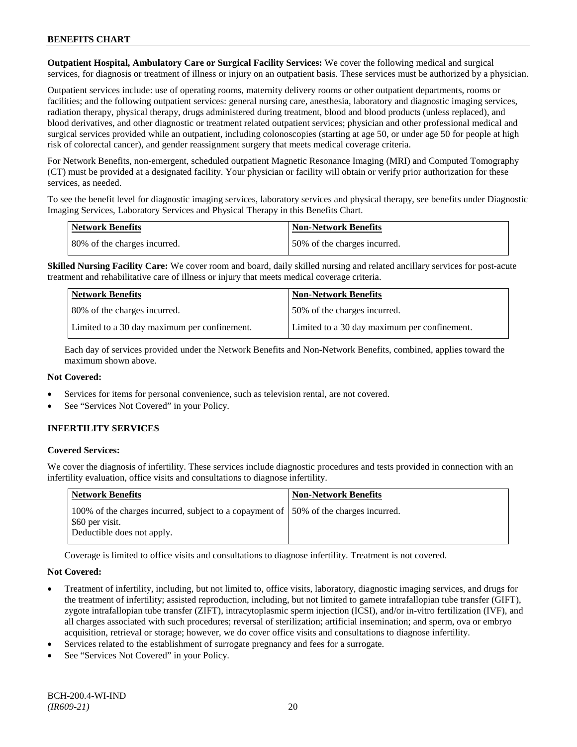**Outpatient Hospital, Ambulatory Care or Surgical Facility Services:** We cover the following medical and surgical services, for diagnosis or treatment of illness or injury on an outpatient basis. These services must be authorized by a physician.

Outpatient services include: use of operating rooms, maternity delivery rooms or other outpatient departments, rooms or facilities; and the following outpatient services: general nursing care, anesthesia, laboratory and diagnostic imaging services, radiation therapy, physical therapy, drugs administered during treatment, blood and blood products (unless replaced), and blood derivatives, and other diagnostic or treatment related outpatient services; physician and other professional medical and surgical services provided while an outpatient, including colonoscopies (starting at age 50, or under age 50 for people at high risk of colorectal cancer), and gender reassignment surgery that meets medical coverage criteria.

For Network Benefits, non-emergent, scheduled outpatient Magnetic Resonance Imaging (MRI) and Computed Tomography (CT) must be provided at a designated facility. Your physician or facility will obtain or verify prior authorization for these services, as needed.

To see the benefit level for diagnostic imaging services, laboratory services and physical therapy, see benefits under Diagnostic Imaging Services, Laboratory Services and Physical Therapy in this Benefits Chart.

| Network Benefits | Non-Network Benefits |
|---|---|
| 80% of the charges incurred. | 50% of the charges incurred. |

**Skilled Nursing Facility Care:** We cover room and board, daily skilled nursing and related ancillary services for post-acute treatment and rehabilitative care of illness or injury that meets medical coverage criteria.

| Network Benefits | Non-Network Benefits |
|---|---|
| 80% of the charges incurred. | 50% of the charges incurred. |
| Limited to a 30 day maximum per confinement. | Limited to a 30 day maximum per confinement. |

Each day of services provided under the Network Benefits and Non-Network Benefits, combined, applies toward the maximum shown above.

**Not Covered:**

- Services for items for personal convenience, such as television rental, are not covered.
- See "Services Not Covered" in your Policy.

## INFERTILITY SERVICES

**Covered Services:**

We cover the diagnosis of infertility. These services include diagnostic procedures and tests provided in connection with an infertility evaluation, office visits and consultations to diagnose infertility.

| Network Benefits | Non-Network Benefits |
|---|---|
| 100% of the charges incurred, subject to a copayment of $60 per visit. Deductible does not apply. | 50% of the charges incurred. |

Coverage is limited to office visits and consultations to diagnose infertility. Treatment is not covered.

**Not Covered:**

- Treatment of infertility, including, but not limited to, office visits, laboratory, diagnostic imaging services, and drugs for the treatment of infertility; assisted reproduction, including, but not limited to gamete intrafallopian tube transfer (GIFT), zygote intrafallopian tube transfer (ZIFT), intracytoplasmic sperm injection (ICSI), and/or in-vitro fertilization (IVF), and all charges associated with such procedures; reversal of sterilization; artificial insemination; and sperm, ova or embryo acquisition, retrieval or storage; however, we do cover office visits and consultations to diagnose infertility.
- Services related to the establishment of surrogate pregnancy and fees for a surrogate.
- See "Services Not Covered" in your Policy.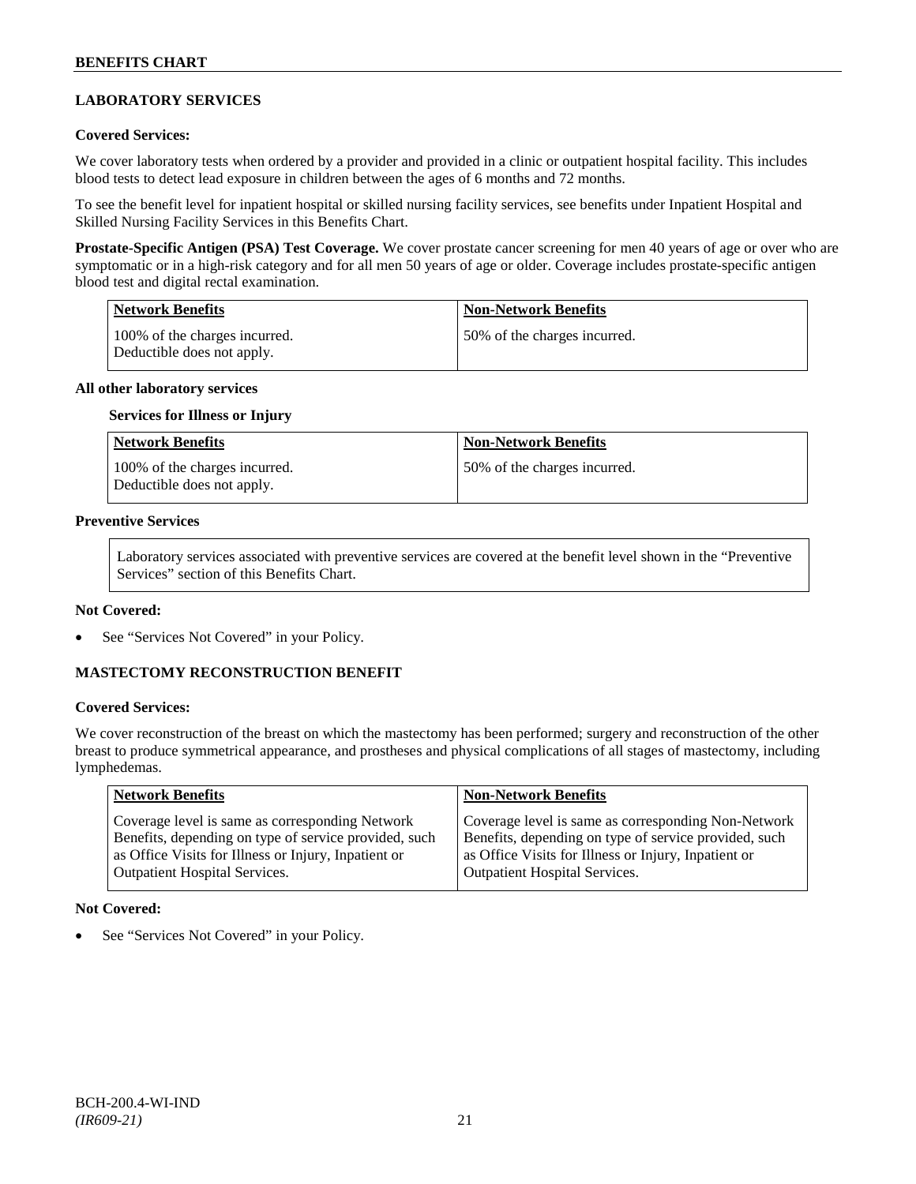## LABORATORY SERVICES

**Covered Services:**

We cover laboratory tests when ordered by a provider and provided in a clinic or outpatient hospital facility. This includes blood tests to detect lead exposure in children between the ages of 6 months and 72 months.

To see the benefit level for inpatient hospital or skilled nursing facility services, see benefits under Inpatient Hospital and Skilled Nursing Facility Services in this Benefits Chart.

**Prostate-Specific Antigen (PSA) Test Coverage.** We cover prostate cancer screening for men 40 years of age or over who are symptomatic or in a high-risk category and for all men 50 years of age or older. Coverage includes prostate-specific antigen blood test and digital rectal examination.

| Network Benefits | Non-Network Benefits |
|---|---|
| 100% of the charges incurred. Deductible does not apply. | 50% of the charges incurred. |

**All other laboratory services**

**Services for Illness or Injury**

| Network Benefits | Non-Network Benefits |
|---|---|
| 100% of the charges incurred. Deductible does not apply. | 50% of the charges incurred. |

**Preventive Services**

Laboratory services associated with preventive services are covered at the benefit level shown in the "Preventive Services" section of this Benefits Chart.

**Not Covered:**

- See "Services Not Covered" in your Policy.

## MASTECTOMY RECONSTRUCTION BENEFIT

**Covered Services:**

We cover reconstruction of the breast on which the mastectomy has been performed; surgery and reconstruction of the other breast to produce symmetrical appearance, and prostheses and physical complications of all stages of mastectomy, including lymphedemas.

| Network Benefits | Non-Network Benefits |
|---|---|
| Coverage level is same as corresponding Network Benefits, depending on type of service provided, such as Office Visits for Illness or Injury, Inpatient or Outpatient Hospital Services. | Coverage level is same as corresponding Non-Network Benefits, depending on type of service provided, such as Office Visits for Illness or Injury, Inpatient or Outpatient Hospital Services. |

**Not Covered:**

- See "Services Not Covered" in your Policy.

BCH-200.4-WI-IND
*(IR609-21)*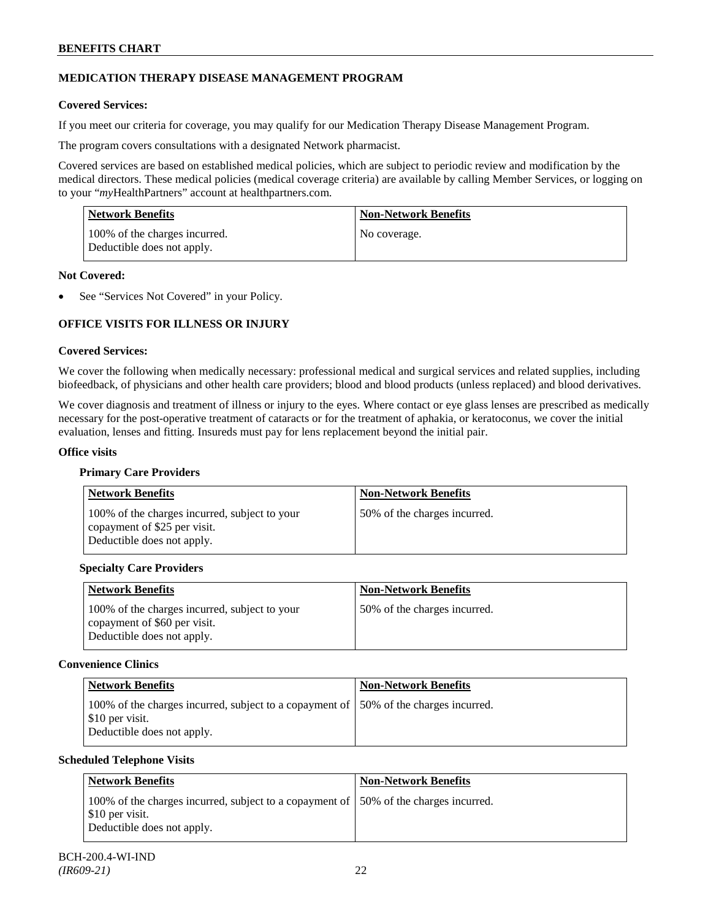## MEDICATION THERAPY DISEASE MANAGEMENT PROGRAM

**Covered Services:**

If you meet our criteria for coverage, you may qualify for our Medication Therapy Disease Management Program.

The program covers consultations with a designated Network pharmacist.

Covered services are based on established medical policies, which are subject to periodic review and modification by the medical directors. These medical policies (medical coverage criteria) are available by calling Member Services, or logging on to your "*my*HealthPartners" account at healthpartners.com.

| Network Benefits | Non-Network Benefits |
|---|---|
| 100% of the charges incurred. Deductible does not apply. | No coverage. |

**Not Covered:**

- See "Services Not Covered" in your Policy.

## OFFICE VISITS FOR ILLNESS OR INJURY

**Covered Services:**

We cover the following when medically necessary: professional medical and surgical services and related supplies, including biofeedback, of physicians and other health care providers; blood and blood products (unless replaced) and blood derivatives.

We cover diagnosis and treatment of illness or injury to the eyes. Where contact or eye glass lenses are prescribed as medically necessary for the post-operative treatment of cataracts or for the treatment of aphakia, or keratoconus, we cover the initial evaluation, lenses and fitting. Insureds must pay for lens replacement beyond the initial pair.

**Office visits**

**Primary Care Providers**

| Network Benefits | Non-Network Benefits |
|---|---|
| 100% of the charges incurred, subject to your copayment of $25 per visit. Deductible does not apply. | 50% of the charges incurred. |

**Specialty Care Providers**

| Network Benefits | Non-Network Benefits |
|---|---|
| 100% of the charges incurred, subject to your copayment of $60 per visit. Deductible does not apply. | 50% of the charges incurred. |

**Convenience Clinics**

| Network Benefits | Non-Network Benefits |
|---|---|
| 100% of the charges incurred, subject to a copayment of $10 per visit. Deductible does not apply. | 50% of the charges incurred. |

**Scheduled Telephone Visits**

| Network Benefits | Non-Network Benefits |
|---|---|
| 100% of the charges incurred, subject to a copayment of $10 per visit. Deductible does not apply. | 50% of the charges incurred. |

BCH-200.4-WI-IND
*(IR609-21)*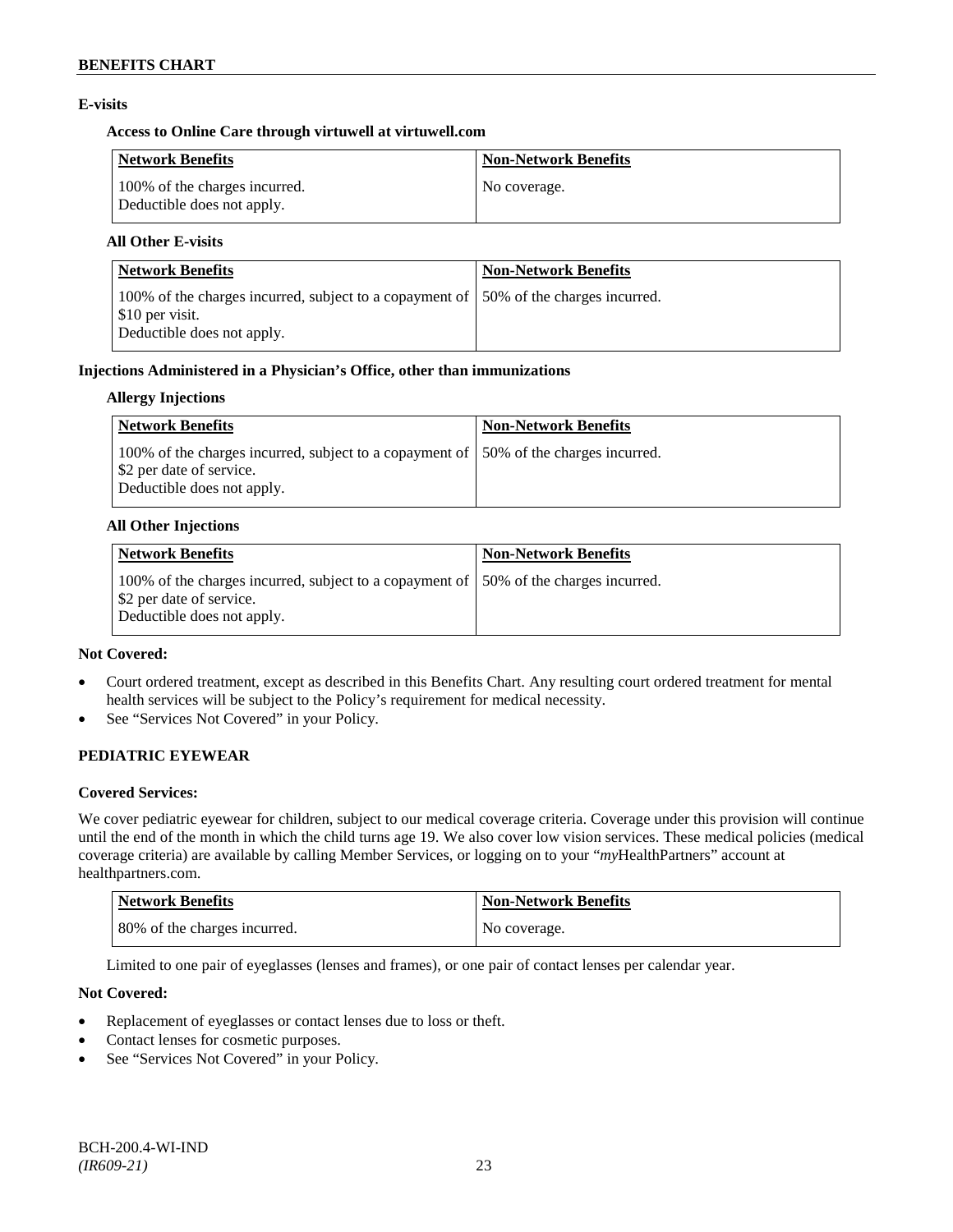### E-visits

#### Access to Online Care through virtuwell at virtuwell.com

| Network Benefits | Non-Network Benefits |
|---|---|
| 100% of the charges incurred. Deductible does not apply. | No coverage. |

#### All Other E-visits

| Network Benefits | Non-Network Benefits |
|---|---|
| 100% of the charges incurred, subject to a copayment of $10 per visit. Deductible does not apply. | 50% of the charges incurred. |

### Injections Administered in a Physician's Office, other than immunizations

#### Allergy Injections

| Network Benefits | Non-Network Benefits |
|---|---|
| 100% of the charges incurred, subject to a copayment of $2 per date of service. Deductible does not apply. | 50% of the charges incurred. |

#### All Other Injections

| Network Benefits | Non-Network Benefits |
|---|---|
| 100% of the charges incurred, subject to a copayment of $2 per date of service. Deductible does not apply. | 50% of the charges incurred. |

**Not Covered:**

- Court ordered treatment, except as described in this Benefits Chart. Any resulting court ordered treatment for mental health services will be subject to the Policy's requirement for medical necessity.
- See "Services Not Covered" in your Policy.

## PEDIATRIC EYEWEAR

**Covered Services:**

We cover pediatric eyewear for children, subject to our medical coverage criteria. Coverage under this provision will continue until the end of the month in which the child turns age 19. We also cover low vision services. These medical policies (medical coverage criteria) are available by calling Member Services, or logging on to your "*my*HealthPartners" account at healthpartners.com.

| Network Benefits | Non-Network Benefits |
|---|---|
| 80% of the charges incurred. | No coverage. |

Limited to one pair of eyeglasses (lenses and frames), or one pair of contact lenses per calendar year.

**Not Covered:**

- Replacement of eyeglasses or contact lenses due to loss or theft.
- Contact lenses for cosmetic purposes.
- See "Services Not Covered" in your Policy.

BCH-200.4-WI-IND
*(IR609-21)*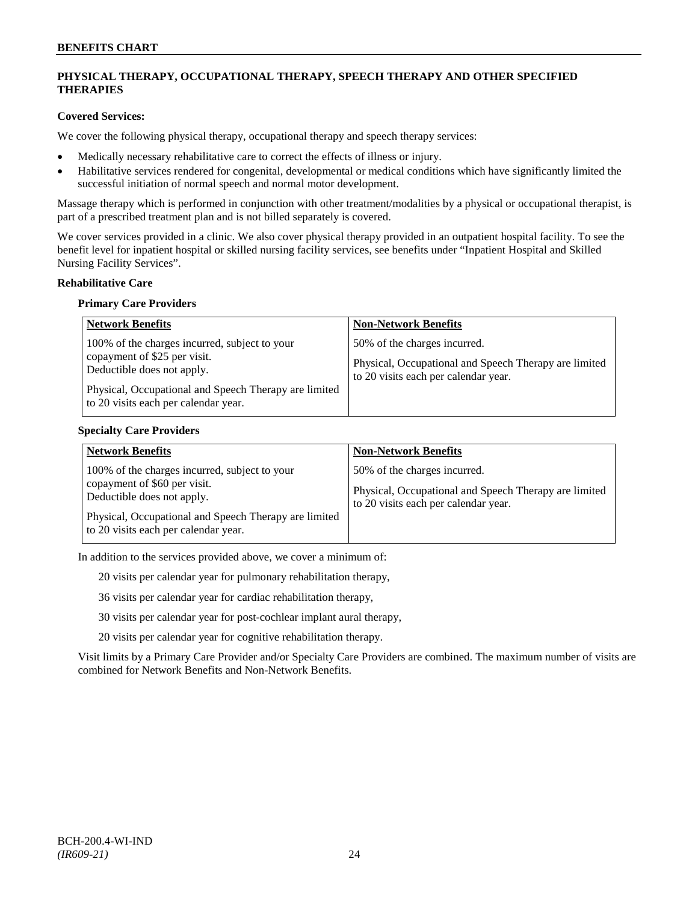## PHYSICAL THERAPY, OCCUPATIONAL THERAPY, SPEECH THERAPY AND OTHER SPECIFIED THERAPIES

### Covered Services:

We cover the following physical therapy, occupational therapy and speech therapy services:

- Medically necessary rehabilitative care to correct the effects of illness or injury.
- Habilitative services rendered for congenital, developmental or medical conditions which have significantly limited the successful initiation of normal speech and normal motor development.

Massage therapy which is performed in conjunction with other treatment/modalities by a physical or occupational therapist, is part of a prescribed treatment plan and is not billed separately is covered.

We cover services provided in a clinic. We also cover physical therapy provided in an outpatient hospital facility. To see the benefit level for inpatient hospital or skilled nursing facility services, see benefits under "Inpatient Hospital and Skilled Nursing Facility Services".

### Rehabilitative Care

#### Primary Care Providers

| Network Benefits | Non-Network Benefits |
|---|---|
| 100% of the charges incurred, subject to your copayment of $25 per visit. Deductible does not apply.<br><br>Physical, Occupational and Speech Therapy are limited to 20 visits each per calendar year. | 50% of the charges incurred.<br><br>Physical, Occupational and Speech Therapy are limited to 20 visits each per calendar year. |

#### Specialty Care Providers

| Network Benefits | Non-Network Benefits |
|---|---|
| 100% of the charges incurred, subject to your copayment of $60 per visit. Deductible does not apply.<br><br>Physical, Occupational and Speech Therapy are limited to 20 visits each per calendar year. | 50% of the charges incurred.<br><br>Physical, Occupational and Speech Therapy are limited to 20 visits each per calendar year. |

In addition to the services provided above, we cover a minimum of:

20 visits per calendar year for pulmonary rehabilitation therapy,

36 visits per calendar year for cardiac rehabilitation therapy,

30 visits per calendar year for post-cochlear implant aural therapy,

20 visits per calendar year for cognitive rehabilitation therapy.

Visit limits by a Primary Care Provider and/or Specialty Care Providers are combined. The maximum number of visits are combined for Network Benefits and Non-Network Benefits.

BCH-200.4-WI-IND
*(IR609-21)*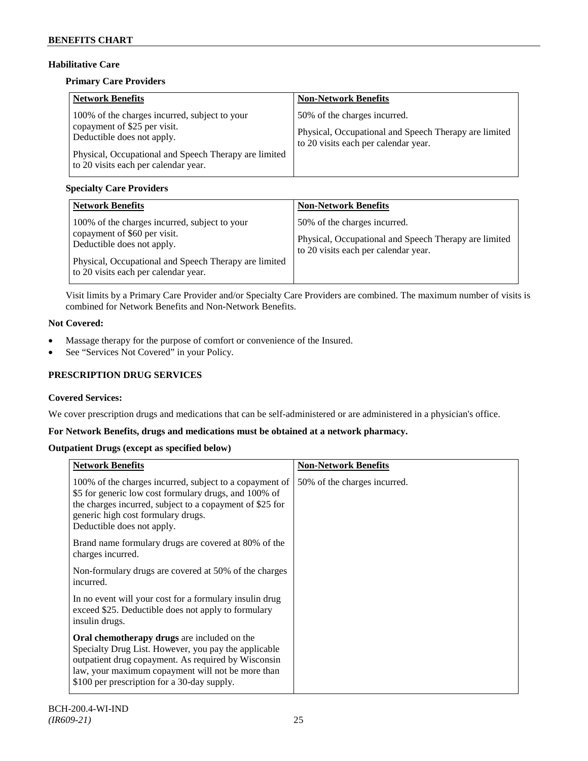### Habilitative Care

#### Primary Care Providers

| Network Benefits | Non-Network Benefits |
|---|---|
| 100% of the charges incurred, subject to your copayment of $25 per visit. Deductible does not apply.<br><br>Physical, Occupational and Speech Therapy are limited to 20 visits each per calendar year. | 50% of the charges incurred.<br><br>Physical, Occupational and Speech Therapy are limited to 20 visits each per calendar year. |

#### Specialty Care Providers

| Network Benefits | Non-Network Benefits |
|---|---|
| 100% of the charges incurred, subject to your copayment of $60 per visit. Deductible does not apply.<br><br>Physical, Occupational and Speech Therapy are limited to 20 visits each per calendar year. | 50% of the charges incurred.<br><br>Physical, Occupational and Speech Therapy are limited to 20 visits each per calendar year. |

Visit limits by a Primary Care Provider and/or Specialty Care Providers are combined. The maximum number of visits is combined for Network Benefits and Non-Network Benefits.

**Not Covered:**

- Massage therapy for the purpose of comfort or convenience of the Insured.
- See "Services Not Covered" in your Policy.

## PRESCRIPTION DRUG SERVICES

**Covered Services:**

We cover prescription drugs and medications that can be self-administered or are administered in a physician's office.

**For Network Benefits, drugs and medications must be obtained at a network pharmacy.**

**Outpatient Drugs (except as specified below)**

| Network Benefits | Non-Network Benefits |
|---|---|
| 100% of the charges incurred, subject to a copayment of $5 for generic low cost formulary drugs, and 100% of the charges incurred, subject to a copayment of $25 for generic high cost formulary drugs. Deductible does not apply.<br><br>Brand name formulary drugs are covered at 80% of the charges incurred.<br><br>Non-formulary drugs are covered at 50% of the charges incurred.<br><br>In no event will your cost for a formulary insulin drug exceed $25. Deductible does not apply to formulary insulin drugs.<br><br>**Oral chemotherapy drugs** are included on the Specialty Drug List. However, you pay the applicable outpatient drug copayment. As required by Wisconsin law, your maximum copayment will not be more than $100 per prescription for a 30-day supply. | 50% of the charges incurred. |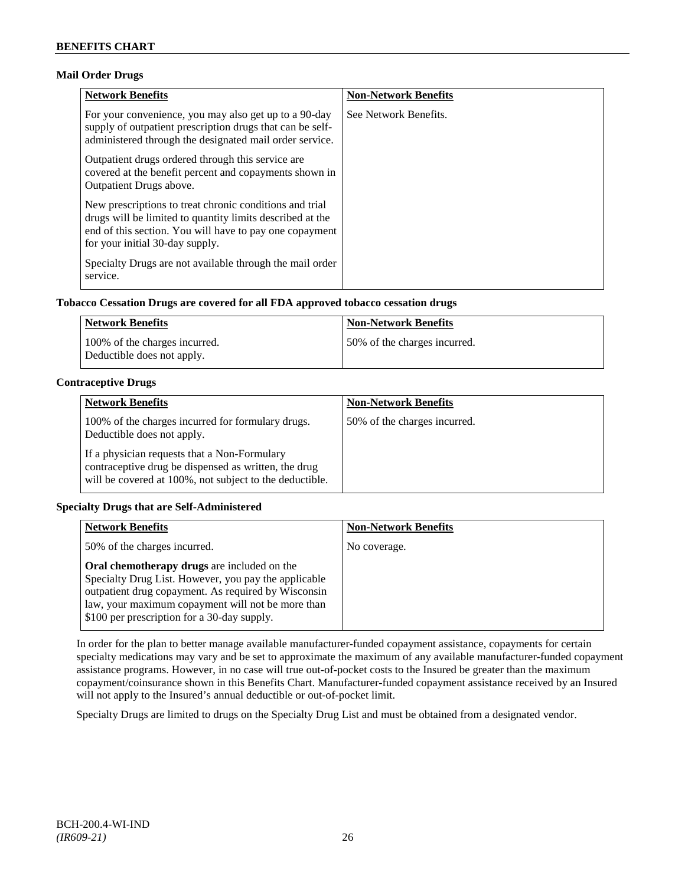### Mail Order Drugs

| Network Benefits | Non-Network Benefits |
|---|---|
| For your convenience, you may also get up to a 90-day supply of outpatient prescription drugs that can be self-administered through the designated mail order service.<br><br>Outpatient drugs ordered through this service are covered at the benefit percent and copayments shown in Outpatient Drugs above.<br><br>New prescriptions to treat chronic conditions and trial drugs will be limited to quantity limits described at the end of this section. You will have to pay one copayment for your initial 30-day supply.<br><br>Specialty Drugs are not available through the mail order service. | See Network Benefits. |

### Tobacco Cessation Drugs are covered for all FDA approved tobacco cessation drugs

| Network Benefits | Non-Network Benefits |
|---|---|
| 100% of the charges incurred.<br>Deductible does not apply. | 50% of the charges incurred. |

### Contraceptive Drugs

| Network Benefits | Non-Network Benefits |
|---|---|
| 100% of the charges incurred for formulary drugs. Deductible does not apply.<br><br>If a physician requests that a Non-Formulary contraceptive drug be dispensed as written, the drug will be covered at 100%, not subject to the deductible. | 50% of the charges incurred. |

### Specialty Drugs that are Self-Administered

| Network Benefits | Non-Network Benefits |
|---|---|
| 50% of the charges incurred.<br><br>**Oral chemotherapy drugs** are included on the Specialty Drug List. However, you pay the applicable outpatient drug copayment. As required by Wisconsin law, your maximum copayment will not be more than $100 per prescription for a 30-day supply. | No coverage. |

In order for the plan to better manage available manufacturer-funded copayment assistance, copayments for certain specialty medications may vary and be set to approximate the maximum of any available manufacturer-funded copayment assistance programs. However, in no case will true out-of-pocket costs to the Insured be greater than the maximum copayment/coinsurance shown in this Benefits Chart. Manufacturer-funded copayment assistance received by an Insured will not apply to the Insured's annual deductible or out-of-pocket limit.

Specialty Drugs are limited to drugs on the Specialty Drug List and must be obtained from a designated vendor.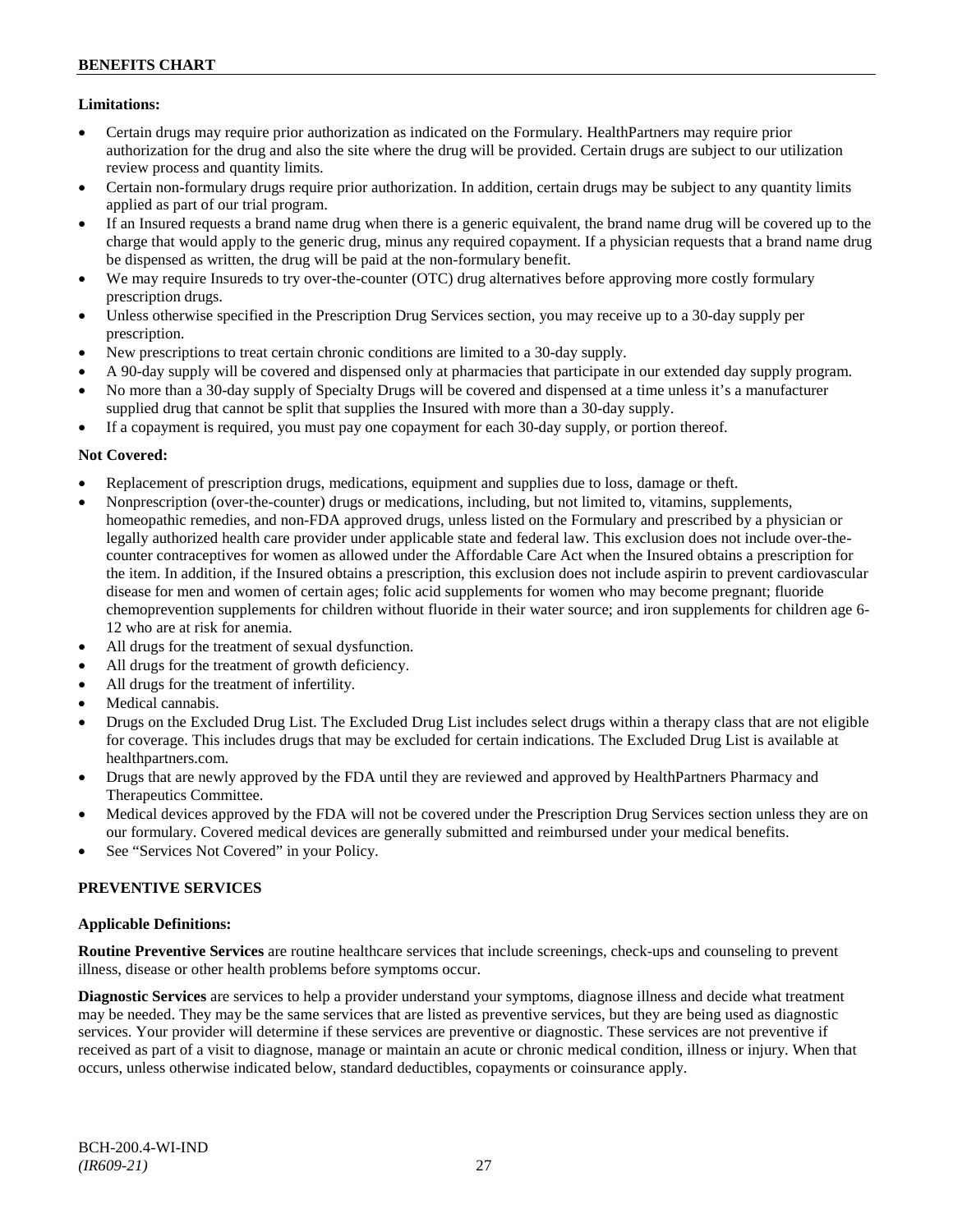**Limitations:**

- Certain drugs may require prior authorization as indicated on the Formulary. HealthPartners may require prior authorization for the drug and also the site where the drug will be provided. Certain drugs are subject to our utilization review process and quantity limits.
- Certain non-formulary drugs require prior authorization. In addition, certain drugs may be subject to any quantity limits applied as part of our trial program.
- If an Insured requests a brand name drug when there is a generic equivalent, the brand name drug will be covered up to the charge that would apply to the generic drug, minus any required copayment. If a physician requests that a brand name drug be dispensed as written, the drug will be paid at the non-formulary benefit.
- We may require Insureds to try over-the-counter (OTC) drug alternatives before approving more costly formulary prescription drugs.
- Unless otherwise specified in the Prescription Drug Services section, you may receive up to a 30-day supply per prescription.
- New prescriptions to treat certain chronic conditions are limited to a 30-day supply.
- A 90-day supply will be covered and dispensed only at pharmacies that participate in our extended day supply program.
- No more than a 30-day supply of Specialty Drugs will be covered and dispensed at a time unless it's a manufacturer supplied drug that cannot be split that supplies the Insured with more than a 30-day supply.
- If a copayment is required, you must pay one copayment for each 30-day supply, or portion thereof.

**Not Covered:**

- Replacement of prescription drugs, medications, equipment and supplies due to loss, damage or theft.
- Nonprescription (over-the-counter) drugs or medications, including, but not limited to, vitamins, supplements, homeopathic remedies, and non-FDA approved drugs, unless listed on the Formulary and prescribed by a physician or legally authorized health care provider under applicable state and federal law. This exclusion does not include over-the-counter contraceptives for women as allowed under the Affordable Care Act when the Insured obtains a prescription for the item. In addition, if the Insured obtains a prescription, this exclusion does not include aspirin to prevent cardiovascular disease for men and women of certain ages; folic acid supplements for women who may become pregnant; fluoride chemoprevention supplements for children without fluoride in their water source; and iron supplements for children age 6-12 who are at risk for anemia.
- All drugs for the treatment of sexual dysfunction.
- All drugs for the treatment of growth deficiency.
- All drugs for the treatment of infertility.
- Medical cannabis.
- Drugs on the Excluded Drug List. The Excluded Drug List includes select drugs within a therapy class that are not eligible for coverage. This includes drugs that may be excluded for certain indications. The Excluded Drug List is available at healthpartners.com.
- Drugs that are newly approved by the FDA until they are reviewed and approved by HealthPartners Pharmacy and Therapeutics Committee.
- Medical devices approved by the FDA will not be covered under the Prescription Drug Services section unless they are on our formulary. Covered medical devices are generally submitted and reimbursed under your medical benefits.
- See "Services Not Covered" in your Policy.

## PREVENTIVE SERVICES

**Applicable Definitions:**

**Routine Preventive Services** are routine healthcare services that include screenings, check-ups and counseling to prevent illness, disease or other health problems before symptoms occur.

**Diagnostic Services** are services to help a provider understand your symptoms, diagnose illness and decide what treatment may be needed. They may be the same services that are listed as preventive services, but they are being used as diagnostic services. Your provider will determine if these services are preventive or diagnostic. These services are not preventive if received as part of a visit to diagnose, manage or maintain an acute or chronic medical condition, illness or injury. When that occurs, unless otherwise indicated below, standard deductibles, copayments or coinsurance apply.

BCH-200.4-WI-IND
*(IR609-21)*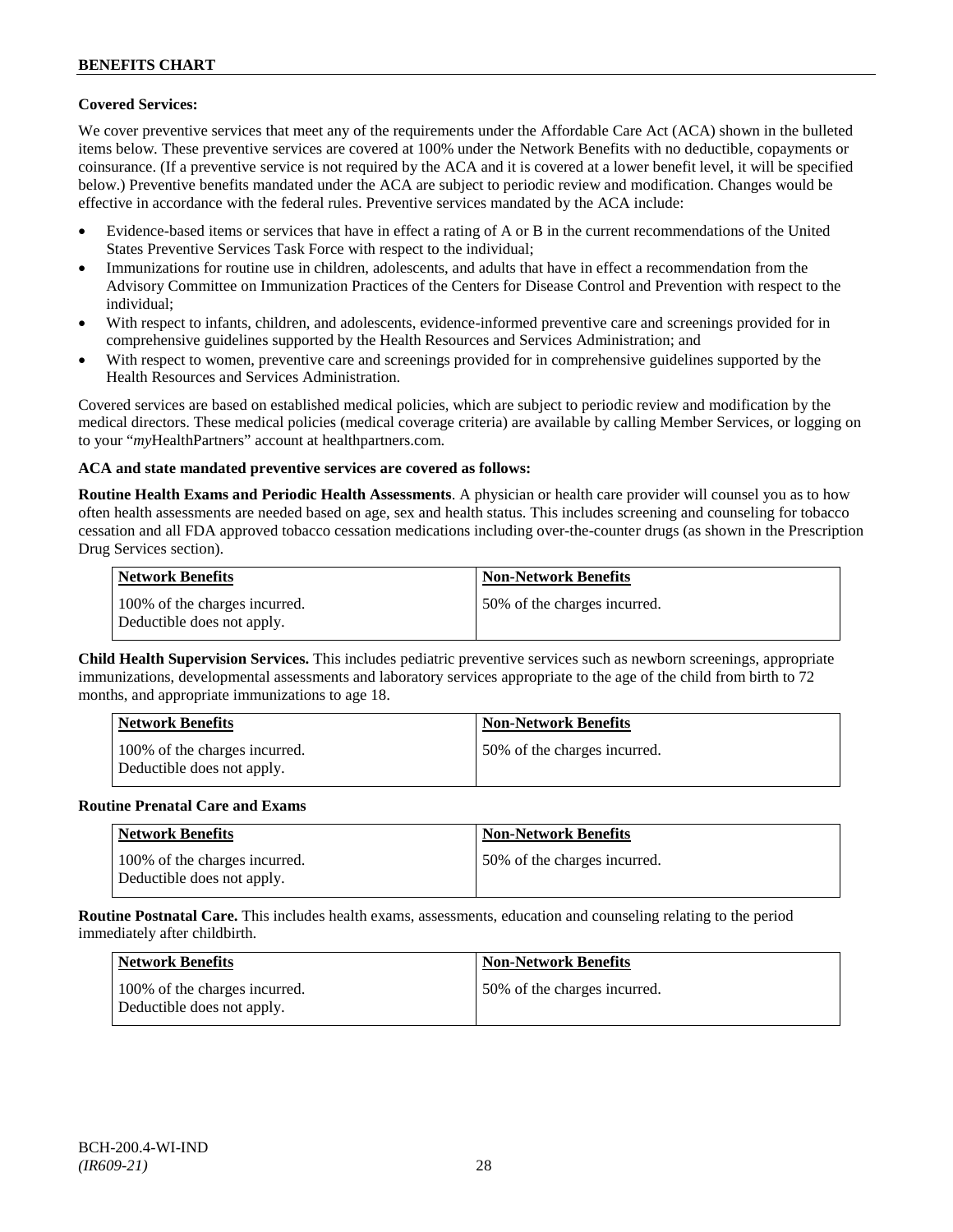**Covered Services:**

We cover preventive services that meet any of the requirements under the Affordable Care Act (ACA) shown in the bulleted items below. These preventive services are covered at 100% under the Network Benefits with no deductible, copayments or coinsurance. (If a preventive service is not required by the ACA and it is covered at a lower benefit level, it will be specified below.) Preventive benefits mandated under the ACA are subject to periodic review and modification. Changes would be effective in accordance with the federal rules. Preventive services mandated by the ACA include:

- Evidence-based items or services that have in effect a rating of A or B in the current recommendations of the United States Preventive Services Task Force with respect to the individual;
- Immunizations for routine use in children, adolescents, and adults that have in effect a recommendation from the Advisory Committee on Immunization Practices of the Centers for Disease Control and Prevention with respect to the individual;
- With respect to infants, children, and adolescents, evidence-informed preventive care and screenings provided for in comprehensive guidelines supported by the Health Resources and Services Administration; and
- With respect to women, preventive care and screenings provided for in comprehensive guidelines supported by the Health Resources and Services Administration.

Covered services are based on established medical policies, which are subject to periodic review and modification by the medical directors. These medical policies (medical coverage criteria) are available by calling Member Services, or logging on to your "*my*HealthPartners" account at healthpartners.com.

**ACA and state mandated preventive services are covered as follows:**

**Routine Health Exams and Periodic Health Assessments**. A physician or health care provider will counsel you as to how often health assessments are needed based on age, sex and health status. This includes screening and counseling for tobacco cessation and all FDA approved tobacco cessation medications including over-the-counter drugs (as shown in the Prescription Drug Services section).

| Network Benefits | Non-Network Benefits |
|---|---|
| 100% of the charges incurred. Deductible does not apply. | 50% of the charges incurred. |

**Child Health Supervision Services.** This includes pediatric preventive services such as newborn screenings, appropriate immunizations, developmental assessments and laboratory services appropriate to the age of the child from birth to 72 months, and appropriate immunizations to age 18.

| Network Benefits | Non-Network Benefits |
|---|---|
| 100% of the charges incurred. Deductible does not apply. | 50% of the charges incurred. |

**Routine Prenatal Care and Exams**

| Network Benefits | Non-Network Benefits |
|---|---|
| 100% of the charges incurred. Deductible does not apply. | 50% of the charges incurred. |

**Routine Postnatal Care.** This includes health exams, assessments, education and counseling relating to the period immediately after childbirth.

| Network Benefits | Non-Network Benefits |
|---|---|
| 100% of the charges incurred. Deductible does not apply. | 50% of the charges incurred. |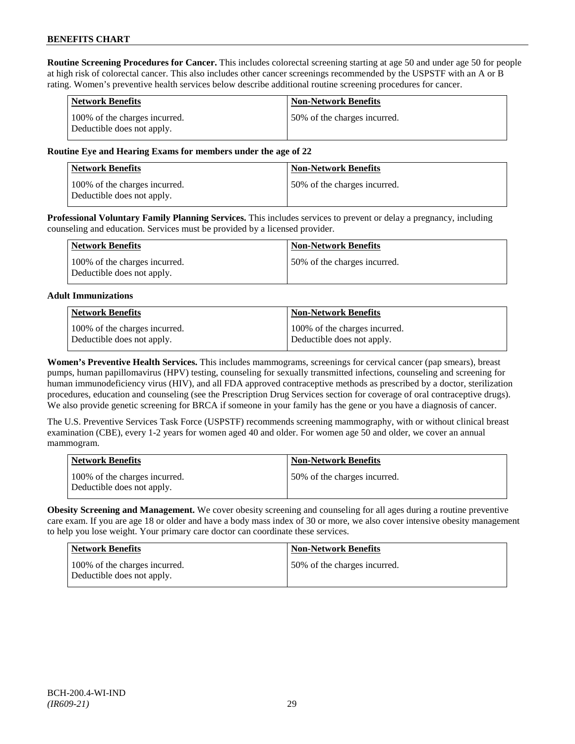**Routine Screening Procedures for Cancer.** This includes colorectal screening starting at age 50 and under age 50 for people at high risk of colorectal cancer. This also includes other cancer screenings recommended by the USPSTF with an A or B rating. Women's preventive health services below describe additional routine screening procedures for cancer.

| Network Benefits | Non-Network Benefits |
|---|---|
| 100% of the charges incurred. Deductible does not apply. | 50% of the charges incurred. |

**Routine Eye and Hearing Exams for members under the age of 22**

| Network Benefits | Non-Network Benefits |
|---|---|
| 100% of the charges incurred. Deductible does not apply. | 50% of the charges incurred. |

**Professional Voluntary Family Planning Services.** This includes services to prevent or delay a pregnancy, including counseling and education. Services must be provided by a licensed provider.

| Network Benefits | Non-Network Benefits |
|---|---|
| 100% of the charges incurred. Deductible does not apply. | 50% of the charges incurred. |

**Adult Immunizations**

| Network Benefits | Non-Network Benefits |
|---|---|
| 100% of the charges incurred. Deductible does not apply. | 100% of the charges incurred. Deductible does not apply. |

**Women's Preventive Health Services.** This includes mammograms, screenings for cervical cancer (pap smears), breast pumps, human papillomavirus (HPV) testing, counseling for sexually transmitted infections, counseling and screening for human immunodeficiency virus (HIV), and all FDA approved contraceptive methods as prescribed by a doctor, sterilization procedures, education and counseling (see the Prescription Drug Services section for coverage of oral contraceptive drugs). We also provide genetic screening for BRCA if someone in your family has the gene or you have a diagnosis of cancer.

The U.S. Preventive Services Task Force (USPSTF) recommends screening mammography, with or without clinical breast examination (CBE), every 1-2 years for women aged 40 and older. For women age 50 and older, we cover an annual mammogram.

| Network Benefits | Non-Network Benefits |
|---|---|
| 100% of the charges incurred. Deductible does not apply. | 50% of the charges incurred. |

**Obesity Screening and Management.** We cover obesity screening and counseling for all ages during a routine preventive care exam. If you are age 18 or older and have a body mass index of 30 or more, we also cover intensive obesity management to help you lose weight. Your primary care doctor can coordinate these services.

| Network Benefits | Non-Network Benefits |
|---|---|
| 100% of the charges incurred. Deductible does not apply. | 50% of the charges incurred. |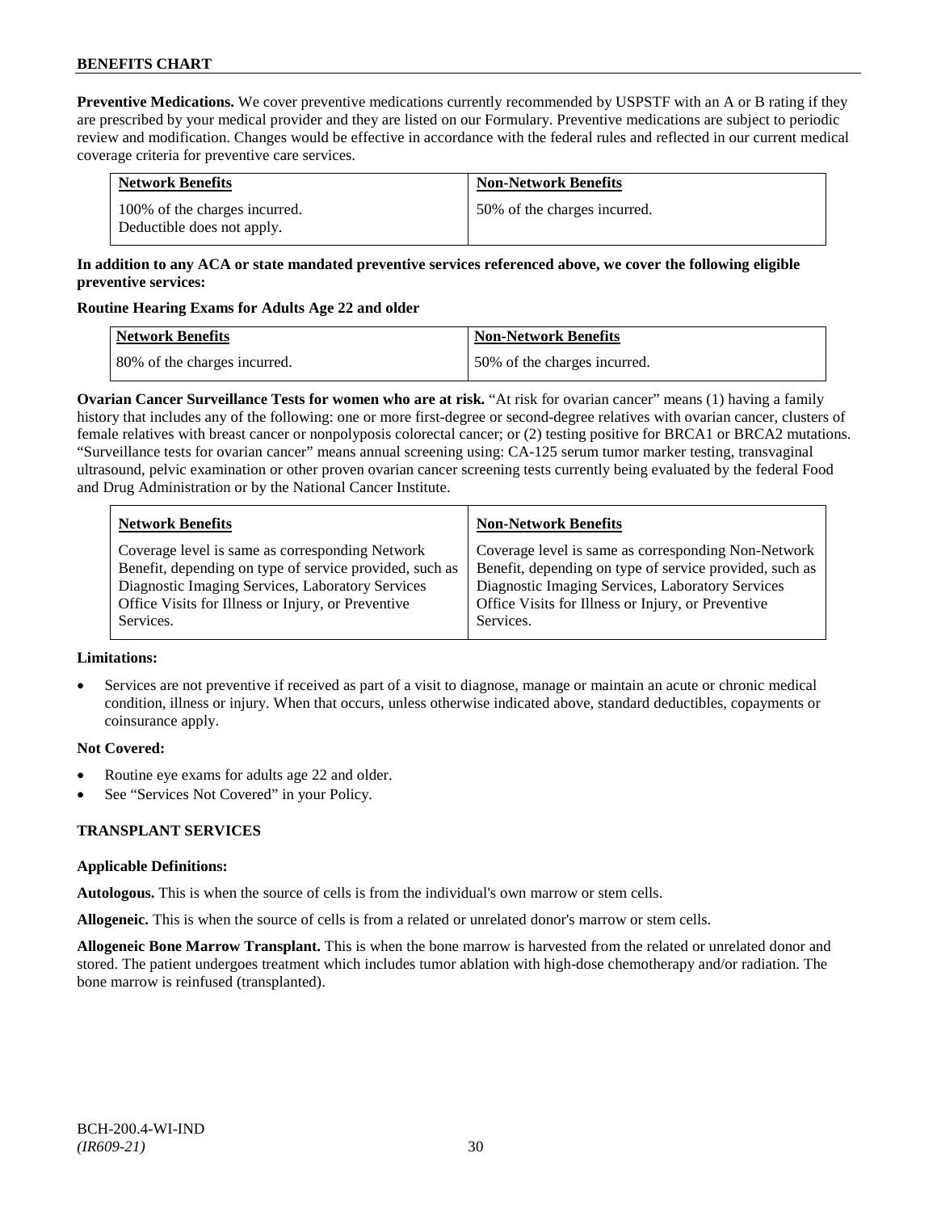**Preventive Medications.** We cover preventive medications currently recommended by USPSTF with an A or B rating if they are prescribed by your medical provider and they are listed on our Formulary. Preventive medications are subject to periodic review and modification. Changes would be effective in accordance with the federal rules and reflected in our current medical coverage criteria for preventive care services.

| Network Benefits | Non-Network Benefits |
|---|---|
| 100% of the charges incurred. Deductible does not apply. | 50% of the charges incurred. |

**In addition to any ACA or state mandated preventive services referenced above, we cover the following eligible preventive services:**

**Routine Hearing Exams for Adults Age 22 and older**

| Network Benefits | Non-Network Benefits |
|---|---|
| 80% of the charges incurred. | 50% of the charges incurred. |

**Ovarian Cancer Surveillance Tests for women who are at risk.** "At risk for ovarian cancer" means (1) having a family history that includes any of the following: one or more first-degree or second-degree relatives with ovarian cancer, clusters of female relatives with breast cancer or nonpolyposis colorectal cancer; or (2) testing positive for BRCA1 or BRCA2 mutations. "Surveillance tests for ovarian cancer" means annual screening using: CA-125 serum tumor marker testing, transvaginal ultrasound, pelvic examination or other proven ovarian cancer screening tests currently being evaluated by the federal Food and Drug Administration or by the National Cancer Institute.

| Network Benefits | Non-Network Benefits |
|---|---|
| Coverage level is same as corresponding Network Benefit, depending on type of service provided, such as Diagnostic Imaging Services, Laboratory Services Office Visits for Illness or Injury, or Preventive Services. | Coverage level is same as corresponding Non-Network Benefit, depending on type of service provided, such as Diagnostic Imaging Services, Laboratory Services Office Visits for Illness or Injury, or Preventive Services. |

**Limitations:**

- Services are not preventive if received as part of a visit to diagnose, manage or maintain an acute or chronic medical condition, illness or injury. When that occurs, unless otherwise indicated above, standard deductibles, copayments or coinsurance apply.

**Not Covered:**

- Routine eye exams for adults age 22 and older.
- See "Services Not Covered" in your Policy.

**TRANSPLANT SERVICES**

**Applicable Definitions:**

**Autologous.** This is when the source of cells is from the individual's own marrow or stem cells.

**Allogeneic.** This is when the source of cells is from a related or unrelated donor's marrow or stem cells.

**Allogeneic Bone Marrow Transplant.** This is when the bone marrow is harvested from the related or unrelated donor and stored. The patient undergoes treatment which includes tumor ablation with high-dose chemotherapy and/or radiation. The bone marrow is reinfused (transplanted).

BCH-200.4-WI-IND
*(IR609-21)*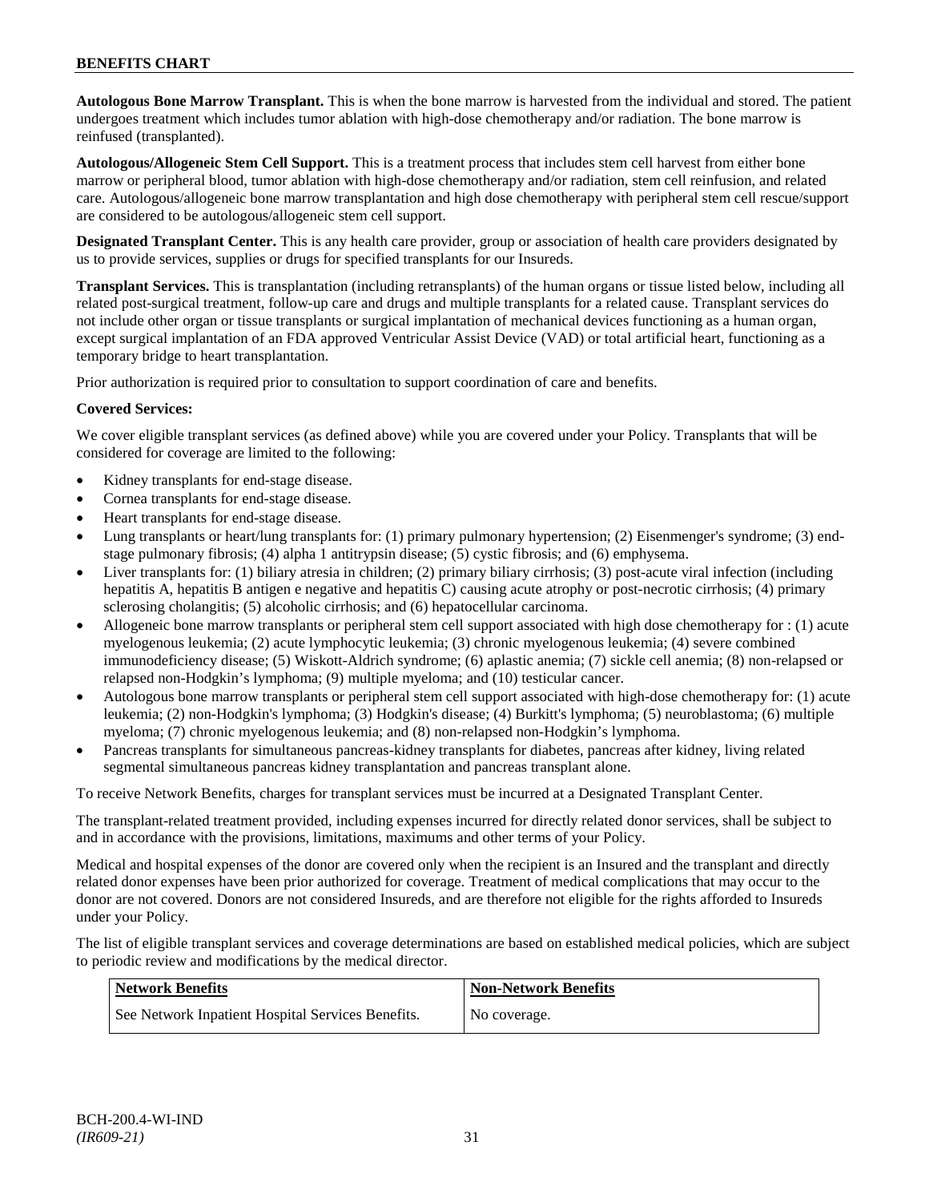**Autologous Bone Marrow Transplant.** This is when the bone marrow is harvested from the individual and stored. The patient undergoes treatment which includes tumor ablation with high-dose chemotherapy and/or radiation. The bone marrow is reinfused (transplanted).

**Autologous/Allogeneic Stem Cell Support.** This is a treatment process that includes stem cell harvest from either bone marrow or peripheral blood, tumor ablation with high-dose chemotherapy and/or radiation, stem cell reinfusion, and related care. Autologous/allogeneic bone marrow transplantation and high dose chemotherapy with peripheral stem cell rescue/support are considered to be autologous/allogeneic stem cell support.

**Designated Transplant Center.** This is any health care provider, group or association of health care providers designated by us to provide services, supplies or drugs for specified transplants for our Insureds.

**Transplant Services.** This is transplantation (including retransplants) of the human organs or tissue listed below, including all related post-surgical treatment, follow-up care and drugs and multiple transplants for a related cause. Transplant services do not include other organ or tissue transplants or surgical implantation of mechanical devices functioning as a human organ, except surgical implantation of an FDA approved Ventricular Assist Device (VAD) or total artificial heart, functioning as a temporary bridge to heart transplantation.

Prior authorization is required prior to consultation to support coordination of care and benefits.

**Covered Services:**

We cover eligible transplant services (as defined above) while you are covered under your Policy. Transplants that will be considered for coverage are limited to the following:

- Kidney transplants for end-stage disease.
- Cornea transplants for end-stage disease.
- Heart transplants for end-stage disease.
- Lung transplants or heart/lung transplants for: (1) primary pulmonary hypertension; (2) Eisenmenger's syndrome; (3) end-stage pulmonary fibrosis; (4) alpha 1 antitrypsin disease; (5) cystic fibrosis; and (6) emphysema.
- Liver transplants for: (1) biliary atresia in children; (2) primary biliary cirrhosis; (3) post-acute viral infection (including hepatitis A, hepatitis B antigen e negative and hepatitis C) causing acute atrophy or post-necrotic cirrhosis; (4) primary sclerosing cholangitis; (5) alcoholic cirrhosis; and (6) hepatocellular carcinoma.
- Allogeneic bone marrow transplants or peripheral stem cell support associated with high dose chemotherapy for : (1) acute myelogenous leukemia; (2) acute lymphocytic leukemia; (3) chronic myelogenous leukemia; (4) severe combined immunodeficiency disease; (5) Wiskott-Aldrich syndrome; (6) aplastic anemia; (7) sickle cell anemia; (8) non-relapsed or relapsed non-Hodgkin's lymphoma; (9) multiple myeloma; and (10) testicular cancer.
- Autologous bone marrow transplants or peripheral stem cell support associated with high-dose chemotherapy for: (1) acute leukemia; (2) non-Hodgkin's lymphoma; (3) Hodgkin's disease; (4) Burkitt's lymphoma; (5) neuroblastoma; (6) multiple myeloma; (7) chronic myelogenous leukemia; and (8) non-relapsed non-Hodgkin's lymphoma.
- Pancreas transplants for simultaneous pancreas-kidney transplants for diabetes, pancreas after kidney, living related segmental simultaneous pancreas kidney transplantation and pancreas transplant alone.

To receive Network Benefits, charges for transplant services must be incurred at a Designated Transplant Center.

The transplant-related treatment provided, including expenses incurred for directly related donor services, shall be subject to and in accordance with the provisions, limitations, maximums and other terms of your Policy.

Medical and hospital expenses of the donor are covered only when the recipient is an Insured and the transplant and directly related donor expenses have been prior authorized for coverage. Treatment of medical complications that may occur to the donor are not covered. Donors are not considered Insureds, and are therefore not eligible for the rights afforded to Insureds under your Policy.

The list of eligible transplant services and coverage determinations are based on established medical policies, which are subject to periodic review and modifications by the medical director.

| Network Benefits | Non-Network Benefits |
|---|---|
| See Network Inpatient Hospital Services Benefits. | No coverage. |

BCH-200.4-WI-IND
*(IR609-21)*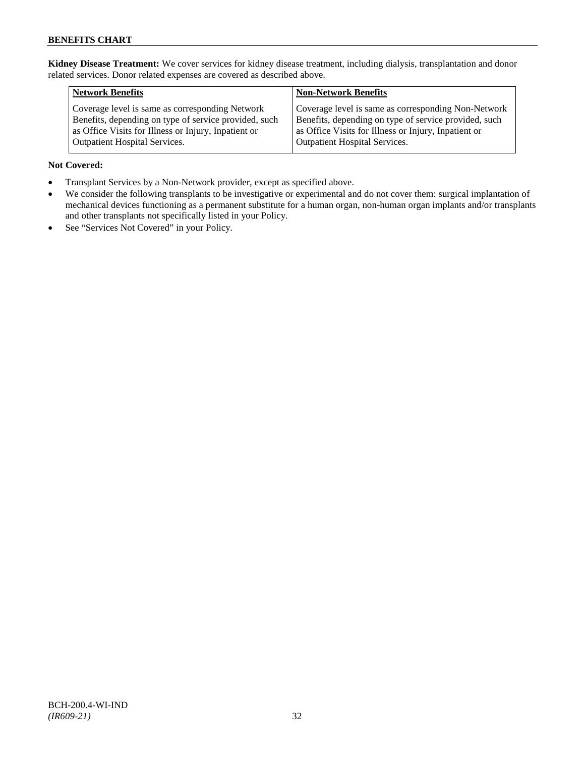**Kidney Disease Treatment:** We cover services for kidney disease treatment, including dialysis, transplantation and donor related services. Donor related expenses are covered as described above.

| Network Benefits | Non-Network Benefits |
|---|---|
| Coverage level is same as corresponding Network Benefits, depending on type of service provided, such as Office Visits for Illness or Injury, Inpatient or Outpatient Hospital Services. | Coverage level is same as corresponding Non-Network Benefits, depending on type of service provided, such as Office Visits for Illness or Injury, Inpatient or Outpatient Hospital Services. |

**Not Covered:**

- Transplant Services by a Non-Network provider, except as specified above.
- We consider the following transplants to be investigative or experimental and do not cover them: surgical implantation of mechanical devices functioning as a permanent substitute for a human organ, non-human organ implants and/or transplants and other transplants not specifically listed in your Policy.
- See "Services Not Covered" in your Policy.